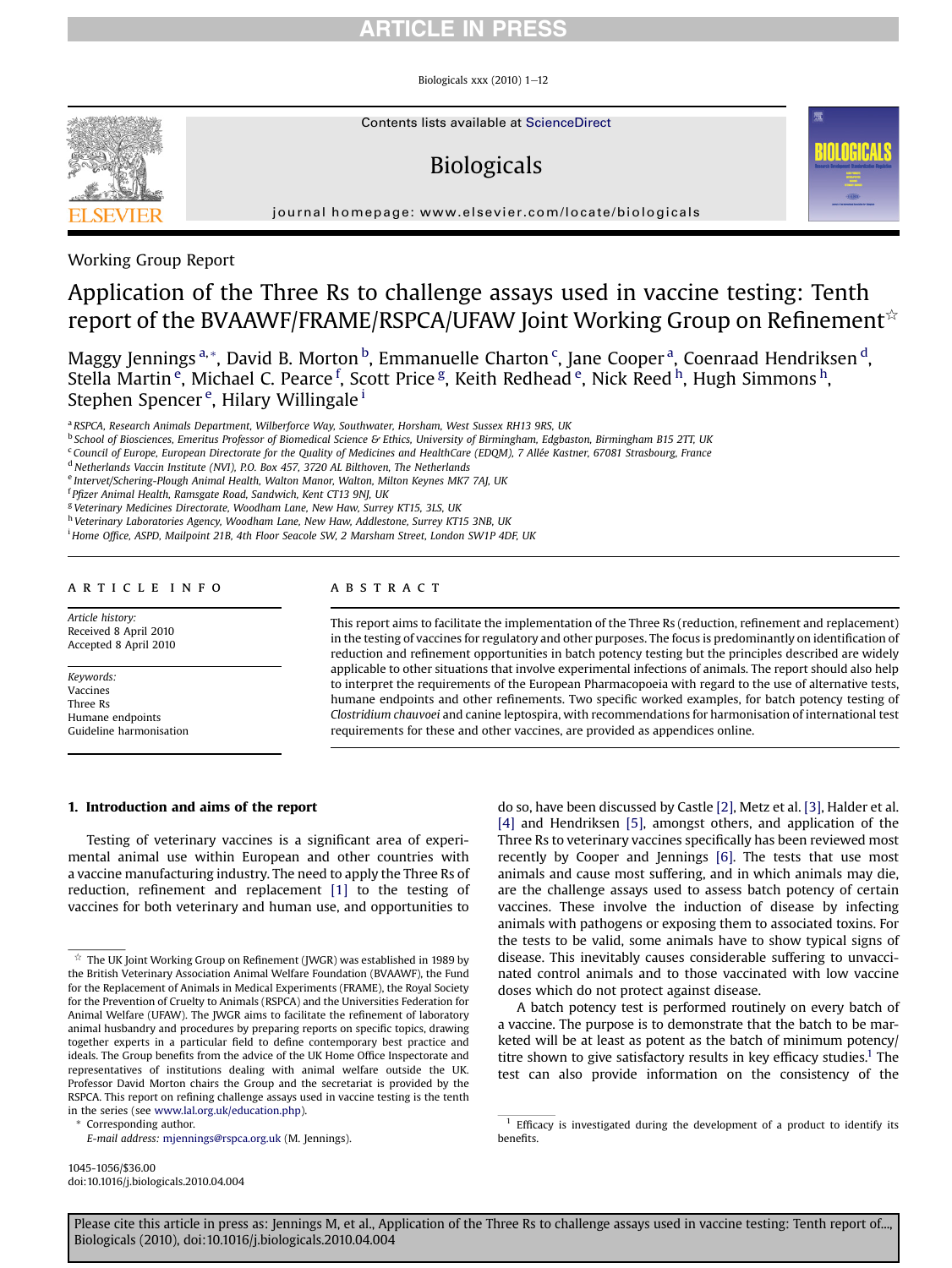Working Group Report

# Application of the Three Rs to challenge assays used in vaccine testing: Tenth report of the BVAAWF/FRAME/RSPCA/UFAW Joint Working Group on Refinement[☆]

Maggy Jennings[a,*], David B. Morton[b], Emmanuelle Charton[c], Jane Cooper[a], Coenraad Hendriksen[d], Stella Martin[e], Michael C. Pearce[f], Scott Price[g], Keith Redhead[e], Nick Reed[h], Hugh Simmons[h], Stephen Spencer[e], Hilary Willingale[i]

[a] RSPCA, Research Animals Department, Wilberforce Way, Southwater, Horsham, West Sussex RH13 9RS, UK
[b] School of Biosciences, Emeritus Professor of Biomedical Science & Ethics, University of Birmingham, Edgbaston, Birmingham B15 2TT, UK
[c] Council of Europe, European Directorate for the Quality of Medicines and HealthCare (EDQM), 7 Allée Kastner, 67081 Strasbourg, France
[d] Netherlands Vaccin Institute (NVI), P.O. Box 457, 3720 AL Bilthoven, The Netherlands
[e] Intervet/Schering-Plough Animal Health, Walton Manor, Walton, Milton Keynes MK7 7AJ, UK
[f] Pfizer Animal Health, Ramsgate Road, Sandwich, Kent CT13 9NJ, UK
[g] Veterinary Medicines Directorate, Woodham Lane, New Haw, Surrey KT15, 3LS, UK
[h] Veterinary Laboratories Agency, Woodham Lane, New Haw, Addlestone, Surrey KT15 3NB, UK
[i] Home Office, ASPD, Mailpoint 21B, 4th Floor Seacole SW, 2 Marsham Street, London SW1P 4DF, UK

## ARTICLE INFO

*Article history:*
Received 8 April 2010
Accepted 8 April 2010

*Keywords:*
Vaccines
Three Rs
Humane endpoints
Guideline harmonisation

## ABSTRACT

This report aims to facilitate the implementation of the Three Rs (reduction, refinement and replacement) in the testing of vaccines for regulatory and other purposes. The focus is predominantly on identification of reduction and refinement opportunities in batch potency testing but the principles described are widely applicable to other situations that involve experimental infections of animals. The report should also help to interpret the requirements of the European Pharmacopoeia with regard to the use of alternative tests, humane endpoints and other refinements. Two specific worked examples, for batch potency testing of *Clostridium chauvoei* and canine leptospira, with recommendations for harmonisation of international test requirements for these and other vaccines, are provided as appendices online.

## 1. Introduction and aims of the report

Testing of veterinary vaccines is a significant area of experimental animal use within European and other countries with a vaccine manufacturing industry. The need to apply the Three Rs of reduction, refinement and replacement [1] to the testing of vaccines for both veterinary and human use, and opportunities to do so, have been discussed by Castle [2], Metz et al. [3], Halder et al. [4] and Hendriksen [5], amongst others, and application of the Three Rs to veterinary vaccines specifically has been reviewed most recently by Cooper and Jennings [6]. The tests that use most animals and cause most suffering, and in which animals may die, are the challenge assays used to assess batch potency of certain vaccines. These involve the induction of disease by infecting animals with pathogens or exposing them to associated toxins. For the tests to be valid, some animals have to show typical signs of disease. This inevitably causes considerable suffering to unvaccinated control animals and to those vaccinated with low vaccine doses which do not protect against disease.

A batch potency test is performed routinely on every batch of a vaccine. The purpose is to demonstrate that the batch to be marketed will be at least as potent as the batch of minimum potency/titre shown to give satisfactory results in key efficacy studies.[1] The test can also provide information on the consistency of the

[☆] The UK Joint Working Group on Refinement (JWGR) was established in 1989 by the British Veterinary Association Animal Welfare Foundation (BVAAWF), the Fund for the Replacement of Animals in Medical Experiments (FRAME), the Royal Society for the Prevention of Cruelty to Animals (RSPCA) and the Universities Federation for Animal Welfare (UFAW). The JWGR aims to facilitate the refinement of laboratory animal husbandry and procedures by preparing reports on specific topics, drawing together experts in a particular field to define contemporary best practice and ideals. The Group benefits from the advice of the UK Home Office Inspectorate and representatives of institutions dealing with animal welfare outside the UK. Professor David Morton chairs the Group and the secretariat is provided by the RSPCA. This report on refining challenge assays used in vaccine testing is the tenth in the series (see www.lal.org.uk/education.php).

\* Corresponding author.
E-mail address: mjennings@rspca.org.uk (M. Jennings).

[1] Efficacy is investigated during the development of a product to identify its benefits.

1045-1056/$36.00
doi:10.1016/j.biologicals.2010.04.004

Please cite this article in press as: Jennings M, et al., Application of the Three Rs to challenge assays used in vaccine testing: Tenth report of..., Biologicals (2010), doi:10.1016/j.biologicals.2010.04.004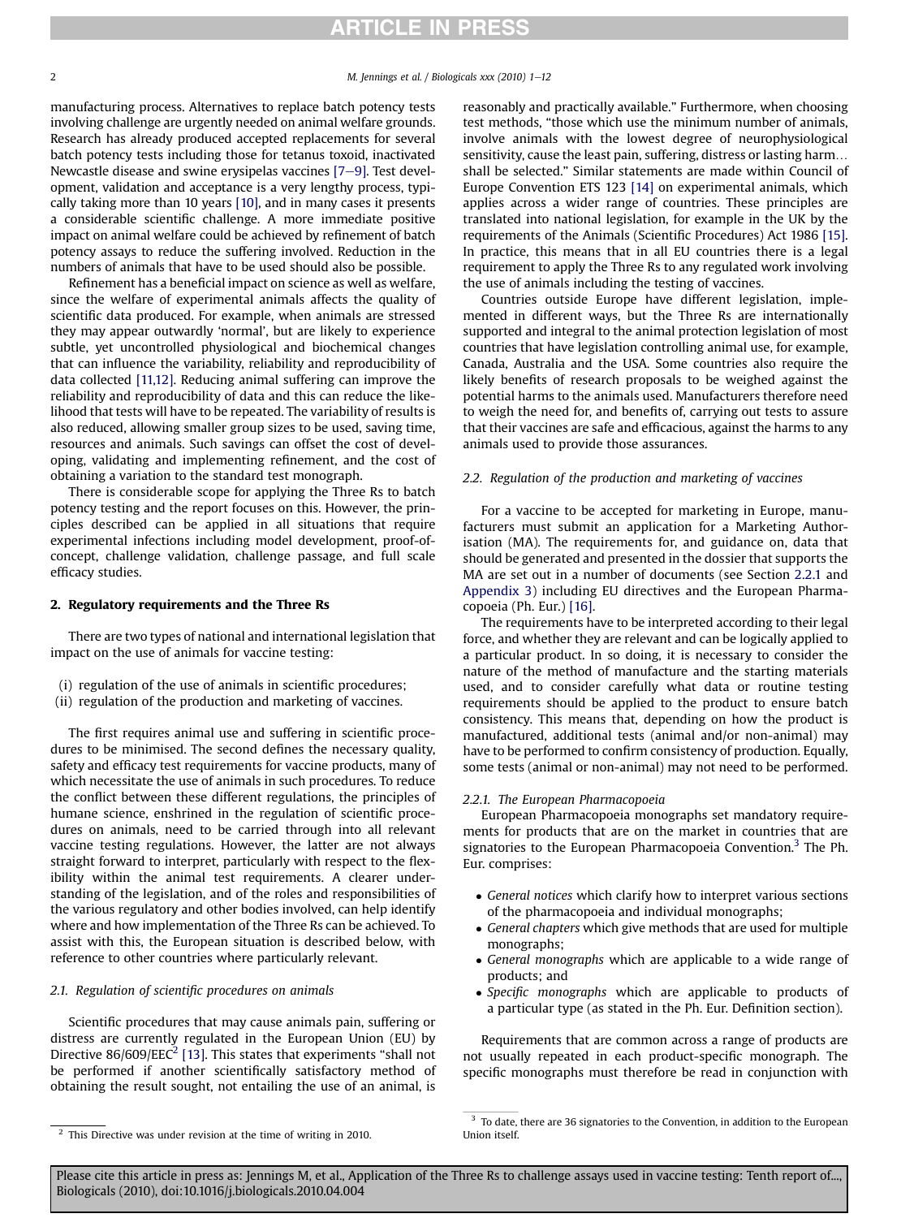manufacturing process. Alternatives to replace batch potency tests involving challenge are urgently needed on animal welfare grounds. Research has already produced accepted replacements for several batch potency tests including those for tetanus toxoid, inactivated Newcastle disease and swine erysipelas vaccines [7–9]. Test development, validation and acceptance is a very lengthy process, typically taking more than 10 years [10], and in many cases it presents a considerable scientific challenge. A more immediate positive impact on animal welfare could be achieved by refinement of batch potency assays to reduce the suffering involved. Reduction in the numbers of animals that have to be used should also be possible.

Refinement has a beneficial impact on science as well as welfare, since the welfare of experimental animals affects the quality of scientific data produced. For example, when animals are stressed they may appear outwardly 'normal', but are likely to experience subtle, yet uncontrolled physiological and biochemical changes that can influence the variability, reliability and reproducibility of data collected [11,12]. Reducing animal suffering can improve the reliability and reproducibility of data and this can reduce the likelihood that tests will have to be repeated. The variability of results is also reduced, allowing smaller group sizes to be used, saving time, resources and animals. Such savings can offset the cost of developing, validating and implementing refinement, and the cost of obtaining a variation to the standard test monograph.

There is considerable scope for applying the Three Rs to batch potency testing and the report focuses on this. However, the principles described can be applied in all situations that require experimental infections including model development, proof-of-concept, challenge validation, challenge passage, and full scale efficacy studies.

## 2. Regulatory requirements and the Three Rs

There are two types of national and international legislation that impact on the use of animals for vaccine testing:

(i) regulation of the use of animals in scientific procedures;
(ii) regulation of the production and marketing of vaccines.

The first requires animal use and suffering in scientific procedures to be minimised. The second defines the necessary quality, safety and efficacy test requirements for vaccine products, many of which necessitate the use of animals in such procedures. To reduce the conflict between these different regulations, the principles of humane science, enshrined in the regulation of scientific procedures on animals, need to be carried through into all relevant vaccine testing regulations. However, the latter are not always straight forward to interpret, particularly with respect to the flexibility within the animal test requirements. A clearer understanding of the legislation, and of the roles and responsibilities of the various regulatory and other bodies involved, can help identify where and how implementation of the Three Rs can be achieved. To assist with this, the European situation is described below, with reference to other countries where particularly relevant.

### 2.1. Regulation of scientific procedures on animals

Scientific procedures that may cause animals pain, suffering or distress are currently regulated in the European Union (EU) by Directive 86/609/EEC[2] [13]. This states that experiments "shall not be performed if another scientifically satisfactory method of obtaining the result sought, not entailing the use of an animal, is reasonably and practically available." Furthermore, when choosing test methods, "those which use the minimum number of animals, involve animals with the lowest degree of neurophysiological sensitivity, cause the least pain, suffering, distress or lasting harm… shall be selected." Similar statements are made within Council of Europe Convention ETS 123 [14] on experimental animals, which applies across a wider range of countries. These principles are translated into national legislation, for example in the UK by the requirements of the Animals (Scientific Procedures) Act 1986 [15]. In practice, this means that in all EU countries there is a legal requirement to apply the Three Rs to any regulated work involving the use of animals including the testing of vaccines.

Countries outside Europe have different legislation, implemented in different ways, but the Three Rs are internationally supported and integral to the animal protection legislation of most countries that have legislation controlling animal use, for example, Canada, Australia and the USA. Some countries also require the likely benefits of research proposals to be weighed against the potential harms to the animals used. Manufacturers therefore need to weigh the need for, and benefits of, carrying out tests to assure that their vaccines are safe and efficacious, against the harms to any animals used to provide those assurances.

### 2.2. Regulation of the production and marketing of vaccines

For a vaccine to be accepted for marketing in Europe, manufacturers must submit an application for a Marketing Authorisation (MA). The requirements for, and guidance on, data that should be generated and presented in the dossier that supports the MA are set out in a number of documents (see Section 2.2.1 and Appendix 3) including EU directives and the European Pharmacopoeia (Ph. Eur.) [16].

The requirements have to be interpreted according to their legal force, and whether they are relevant and can be logically applied to a particular product. In so doing, it is necessary to consider the nature of the method of manufacture and the starting materials used, and to consider carefully what data or routine testing requirements should be applied to the product to ensure batch consistency. This means that, depending on how the product is manufactured, additional tests (animal and/or non-animal) may have to be performed to confirm consistency of production. Equally, some tests (animal or non-animal) may not need to be performed.

#### 2.2.1. The European Pharmacopoeia

European Pharmacopoeia monographs set mandatory requirements for products that are on the market in countries that are signatories to the European Pharmacopoeia Convention.[3] The Ph. Eur. comprises:

- *General notices* which clarify how to interpret various sections of the pharmacopoeia and individual monographs;
- *General chapters* which give methods that are used for multiple monographs;
- *General monographs* which are applicable to a wide range of products; and
- *Specific monographs* which are applicable to products of a particular type (as stated in the Ph. Eur. Definition section).

Requirements that are common across a range of products are not usually repeated in each product-specific monograph. The specific monographs must therefore be read in conjunction with

[2] This Directive was under revision at the time of writing in 2010.

[3] To date, there are 36 signatories to the Convention, in addition to the European Union itself.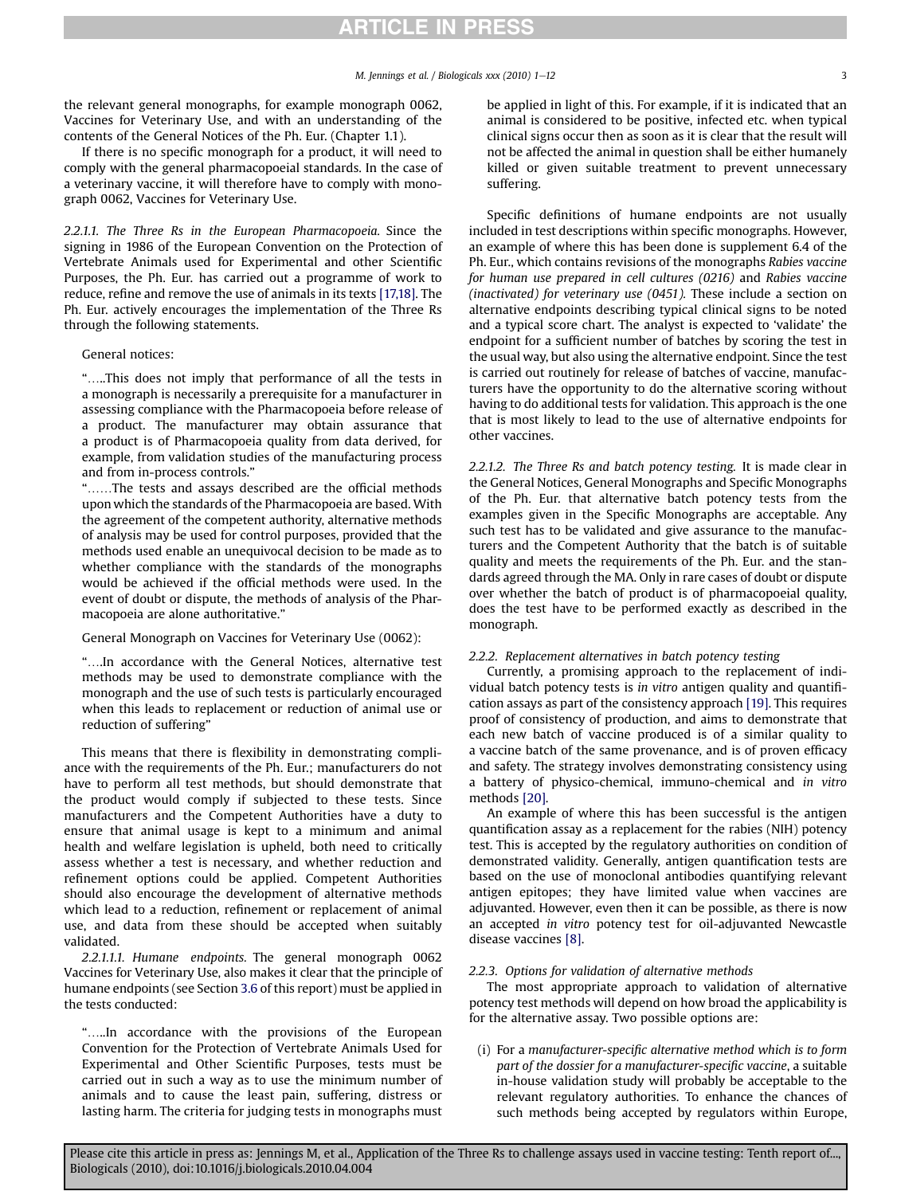the relevant general monographs, for example monograph 0062, Vaccines for Veterinary Use, and with an understanding of the contents of the General Notices of the Ph. Eur. (Chapter 1.1).

If there is no specific monograph for a product, it will need to comply with the general pharmacopoeial standards. In the case of a veterinary vaccine, it will therefore have to comply with monograph 0062, Vaccines for Veterinary Use.

*2.2.1.1. The Three Rs in the European Pharmacopoeia.* Since the signing in 1986 of the European Convention on the Protection of Vertebrate Animals used for Experimental and other Scientific Purposes, the Ph. Eur. has carried out a programme of work to reduce, refine and remove the use of animals in its texts [17,18]. The Ph. Eur. actively encourages the implementation of the Three Rs through the following statements.

General notices:

"…..This does not imply that performance of all the tests in a monograph is necessarily a prerequisite for a manufacturer in assessing compliance with the Pharmacopoeia before release of a product. The manufacturer may obtain assurance that a product is of Pharmacopoeia quality from data derived, for example, from validation studies of the manufacturing process and from in-process controls."

"……The tests and assays described are the official methods upon which the standards of the Pharmacopoeia are based. With the agreement of the competent authority, alternative methods of analysis may be used for control purposes, provided that the methods used enable an unequivocal decision to be made as to whether compliance with the standards of the monographs would be achieved if the official methods were used. In the event of doubt or dispute, the methods of analysis of the Pharmacopoeia are alone authoritative."

General Monograph on Vaccines for Veterinary Use (0062):

"….In accordance with the General Notices, alternative test methods may be used to demonstrate compliance with the monograph and the use of such tests is particularly encouraged when this leads to replacement or reduction of animal use or reduction of suffering"

This means that there is flexibility in demonstrating compliance with the requirements of the Ph. Eur.; manufacturers do not have to perform all test methods, but should demonstrate that the product would comply if subjected to these tests. Since manufacturers and the Competent Authorities have a duty to ensure that animal usage is kept to a minimum and animal health and welfare legislation is upheld, both need to critically assess whether a test is necessary, and whether reduction and refinement options could be applied. Competent Authorities should also encourage the development of alternative methods which lead to a reduction, refinement or replacement of animal use, and data from these should be accepted when suitably validated.

*2.2.1.1.1. Humane endpoints.* The general monograph 0062 Vaccines for Veterinary Use, also makes it clear that the principle of humane endpoints (see Section 3.6 of this report) must be applied in the tests conducted:

"…..In accordance with the provisions of the European Convention for the Protection of Vertebrate Animals Used for Experimental and Other Scientific Purposes, tests must be carried out in such a way as to use the minimum number of animals and to cause the least pain, suffering, distress or lasting harm. The criteria for judging tests in monographs must be applied in light of this. For example, if it is indicated that an animal is considered to be positive, infected etc. when typical clinical signs occur then as soon as it is clear that the result will not be affected the animal in question shall be either humanely killed or given suitable treatment to prevent unnecessary suffering.

Specific definitions of humane endpoints are not usually included in test descriptions within specific monographs. However, an example of where this has been done is supplement 6.4 of the Ph. Eur., which contains revisions of the monographs *Rabies vaccine for human use prepared in cell cultures (0216)* and *Rabies vaccine (inactivated) for veterinary use (0451)*. These include a section on alternative endpoints describing typical clinical signs to be noted and a typical score chart. The analyst is expected to 'validate' the endpoint for a sufficient number of batches by scoring the test in the usual way, but also using the alternative endpoint. Since the test is carried out routinely for release of batches of vaccine, manufacturers have the opportunity to do the alternative scoring without having to do additional tests for validation. This approach is the one that is most likely to lead to the use of alternative endpoints for other vaccines.

*2.2.1.2. The Three Rs and batch potency testing.* It is made clear in the General Notices, General Monographs and Specific Monographs of the Ph. Eur. that alternative batch potency tests from the examples given in the Specific Monographs are acceptable. Any such test has to be validated and give assurance to the manufacturers and the Competent Authority that the batch is of suitable quality and meets the requirements of the Ph. Eur. and the standards agreed through the MA. Only in rare cases of doubt or dispute over whether the batch of product is of pharmacopoeial quality, does the test have to be performed exactly as described in the monograph.

#### 2.2.2. Replacement alternatives in batch potency testing

Currently, a promising approach to the replacement of individual batch potency tests is *in vitro* antigen quality and quantification assays as part of the consistency approach [19]. This requires proof of consistency of production, and aims to demonstrate that each new batch of vaccine produced is of a similar quality to a vaccine batch of the same provenance, and is of proven efficacy and safety. The strategy involves demonstrating consistency using a battery of physico-chemical, immuno-chemical and *in vitro* methods [20].

An example of where this has been successful is the antigen quantification assay as a replacement for the rabies (NIH) potency test. This is accepted by the regulatory authorities on condition of demonstrated validity. Generally, antigen quantification tests are based on the use of monoclonal antibodies quantifying relevant antigen epitopes; they have limited value when vaccines are adjuvanted. However, even then it can be possible, as there is now an accepted *in vitro* potency test for oil-adjuvanted Newcastle disease vaccines [8].

#### 2.2.3. Options for validation of alternative methods

The most appropriate approach to validation of alternative potency test methods will depend on how broad the applicability is for the alternative assay. Two possible options are:

(i) For a *manufacturer-specific alternative method which is to form part of the dossier for a manufacturer-specific vaccine*, a suitable in-house validation study will probably be acceptable to the relevant regulatory authorities. To enhance the chances of such methods being accepted by regulators within Europe,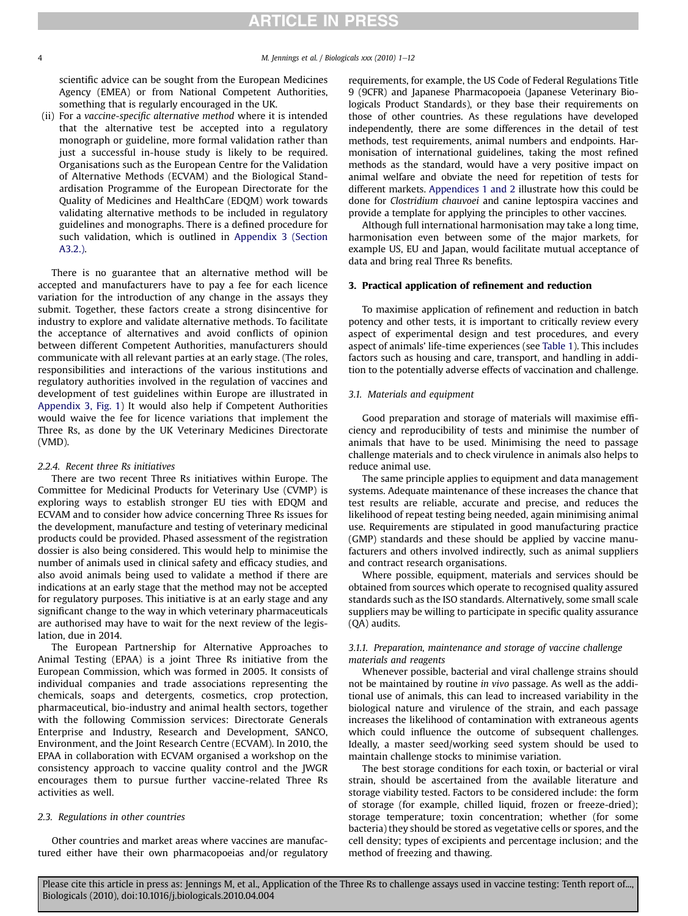scientific advice can be sought from the European Medicines Agency (EMEA) or from National Competent Authorities, something that is regularly encouraged in the UK.

(ii) For a *vaccine-specific alternative method* where it is intended that the alternative test be accepted into a regulatory monograph or guideline, more formal validation rather than just a successful in-house study is likely to be required. Organisations such as the European Centre for the Validation of Alternative Methods (ECVAM) and the Biological Standardisation Programme of the European Directorate for the Quality of Medicines and HealthCare (EDQM) work towards validating alternative methods to be included in regulatory guidelines and monographs. There is a defined procedure for such validation, which is outlined in Appendix 3 (Section A3.2.).

There is no guarantee that an alternative method will be accepted and manufacturers have to pay a fee for each licence variation for the introduction of any change in the assays they submit. Together, these factors create a strong disincentive for industry to explore and validate alternative methods. To facilitate the acceptance of alternatives and avoid conflicts of opinion between different Competent Authorities, manufacturers should communicate with all relevant parties at an early stage. (The roles, responsibilities and interactions of the various institutions and regulatory authorities involved in the regulation of vaccines and development of test guidelines within Europe are illustrated in Appendix 3, Fig. 1) It would also help if Competent Authorities would waive the fee for licence variations that implement the Three Rs, as done by the UK Veterinary Medicines Directorate (VMD).

#### 2.2.4. Recent three Rs initiatives

There are two recent Three Rs initiatives within Europe. The Committee for Medicinal Products for Veterinary Use (CVMP) is exploring ways to establish stronger EU ties with EDQM and ECVAM and to consider how advice concerning Three Rs issues for the development, manufacture and testing of veterinary medicinal products could be provided. Phased assessment of the registration dossier is also being considered. This would help to minimise the number of animals used in clinical safety and efficacy studies, and also avoid animals being used to validate a method if there are indications at an early stage that the method may not be accepted for regulatory purposes. This initiative is at an early stage and any significant change to the way in which veterinary pharmaceuticals are authorised may have to wait for the next review of the legislation, due in 2014.

The European Partnership for Alternative Approaches to Animal Testing (EPAA) is a joint Three Rs initiative from the European Commission, which was formed in 2005. It consists of individual companies and trade associations representing the chemicals, soaps and detergents, cosmetics, crop protection, pharmaceutical, bio-industry and animal health sectors, together with the following Commission services: Directorate Generals Enterprise and Industry, Research and Development, SANCO, Environment, and the Joint Research Centre (ECVAM). In 2010, the EPAA in collaboration with ECVAM organised a workshop on the consistency approach to vaccine quality control and the JWGR encourages them to pursue further vaccine-related Three Rs activities as well.

### 2.3. Regulations in other countries

Other countries and market areas where vaccines are manufactured either have their own pharmacopoeias and/or regulatory requirements, for example, the US Code of Federal Regulations Title 9 (9CFR) and Japanese Pharmacopoeia (Japanese Veterinary Biologicals Product Standards), or they base their requirements on those of other countries. As these regulations have developed independently, there are some differences in the detail of test methods, test requirements, animal numbers and endpoints. Harmonisation of international guidelines, taking the most refined methods as the standard, would have a very positive impact on animal welfare and obviate the need for repetition of tests for different markets. Appendices 1 and 2 illustrate how this could be done for *Clostridium chauvoei* and canine leptospira vaccines and provide a template for applying the principles to other vaccines.

Although full international harmonisation may take a long time, harmonisation even between some of the major markets, for example US, EU and Japan, would facilitate mutual acceptance of data and bring real Three Rs benefits.

## 3. Practical application of refinement and reduction

To maximise application of refinement and reduction in batch potency and other tests, it is important to critically review every aspect of experimental design and test procedures, and every aspect of animals' life-time experiences (see Table 1). This includes factors such as housing and care, transport, and handling in addition to the potentially adverse effects of vaccination and challenge.

### 3.1. Materials and equipment

Good preparation and storage of materials will maximise efficiency and reproducibility of tests and minimise the number of animals that have to be used. Minimising the need to passage challenge materials and to check virulence in animals also helps to reduce animal use.

The same principle applies to equipment and data management systems. Adequate maintenance of these increases the chance that test results are reliable, accurate and precise, and reduces the likelihood of repeat testing being needed, again minimising animal use. Requirements are stipulated in good manufacturing practice (GMP) standards and these should be applied by vaccine manufacturers and others involved indirectly, such as animal suppliers and contract research organisations.

Where possible, equipment, materials and services should be obtained from sources which operate to recognised quality assured standards such as the ISO standards. Alternatively, some small scale suppliers may be willing to participate in specific quality assurance (QA) audits.

#### 3.1.1. Preparation, maintenance and storage of vaccine challenge materials and reagents

Whenever possible, bacterial and viral challenge strains should not be maintained by routine *in vivo* passage. As well as the additional use of animals, this can lead to increased variability in the biological nature and virulence of the strain, and each passage increases the likelihood of contamination with extraneous agents which could influence the outcome of subsequent challenges. Ideally, a master seed/working seed system should be used to maintain challenge stocks to minimise variation.

The best storage conditions for each toxin, or bacterial or viral strain, should be ascertained from the available literature and storage viability tested. Factors to be considered include: the form of storage (for example, chilled liquid, frozen or freeze-dried); storage temperature; toxin concentration; whether (for some bacteria) they should be stored as vegetative cells or spores, and the cell density; types of excipients and percentage inclusion; and the method of freezing and thawing.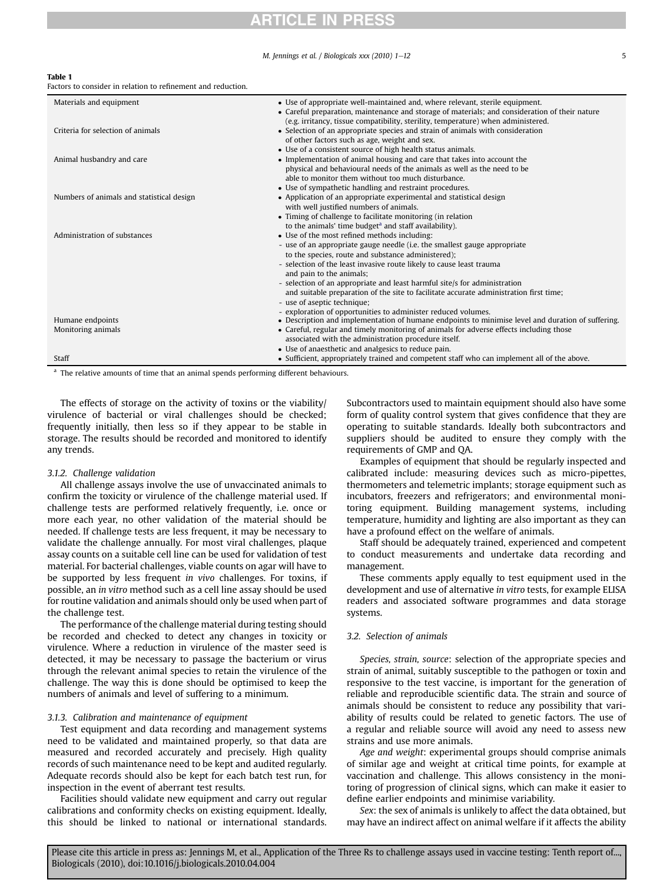**Table 1**
Factors to consider in relation to refinement and reduction.

| | |
|---|---|
| Materials and equipment | • Use of appropriate well-maintained and, where relevant, sterile equipment.<br>• Careful preparation, maintenance and storage of materials; and consideration of their nature (e.g. irritancy, tissue compatibility, sterility, temperature) when administered. |
| Criteria for selection of animals | • Selection of an appropriate species and strain of animals with consideration of other factors such as age, weight and sex.<br>• Use of a consistent source of high health status animals. |
| Animal husbandry and care | • Implementation of animal housing and care that takes into account the physical and behavioural needs of the animals as well as the need to be able to monitor them without too much disturbance.<br>• Use of sympathetic handling and restraint procedures. |
| Numbers of animals and statistical design | • Application of an appropriate experimental and statistical design with well justified numbers of animals.<br>• Timing of challenge to facilitate monitoring (in relation to the animals' time budget[a] and staff availability). |
| Administration of substances | • Use of the most refined methods including:<br>- use of an appropriate gauge needle (i.e. the smallest gauge appropriate to the species, route and substance administered);<br>- selection of the least invasive route likely to cause least trauma and pain to the animals;<br>- selection of an appropriate and least harmful site/s for administration and suitable preparation of the site to facilitate accurate administration first time;<br>- use of aseptic technique;<br>- exploration of opportunities to administer reduced volumes. |
| Humane endpoints | • Description and implementation of humane endpoints to minimise level and duration of suffering. |
| Monitoring animals | • Careful, regular and timely monitoring of animals for adverse effects including those associated with the administration procedure itself.<br>• Use of anaesthetic and analgesics to reduce pain. |
| Staff | • Sufficient, appropriately trained and competent staff who can implement all of the above. |

[a] The relative amounts of time that an animal spends performing different behaviours.

The effects of storage on the activity of toxins or the viability/virulence of bacterial or viral challenges should be checked; frequently initially, then less so if they appear to be stable in storage. The results should be recorded and monitored to identify any trends.

#### 3.1.2. Challenge validation

All challenge assays involve the use of unvaccinated animals to confirm the toxicity or virulence of the challenge material used. If challenge tests are performed relatively frequently, i.e. once or more each year, no other validation of the material should be needed. If challenge tests are less frequent, it may be necessary to validate the challenge annually. For most viral challenges, plaque assay counts on a suitable cell line can be used for validation of test material. For bacterial challenges, viable counts on agar will have to be supported by less frequent *in vivo* challenges. For toxins, if possible, an *in vitro* method such as a cell line assay should be used for routine validation and animals should only be used when part of the challenge test.

The performance of the challenge material during testing should be recorded and checked to detect any changes in toxicity or virulence. Where a reduction in virulence of the master seed is detected, it may be necessary to passage the bacterium or virus through the relevant animal species to retain the virulence of the challenge. The way this is done should be optimised to keep the numbers of animals and level of suffering to a minimum.

#### 3.1.3. Calibration and maintenance of equipment

Test equipment and data recording and management systems need to be validated and maintained properly, so that data are measured and recorded accurately and precisely. High quality records of such maintenance need to be kept and audited regularly. Adequate records should also be kept for each batch test run, for inspection in the event of aberrant test results.

Facilities should validate new equipment and carry out regular calibrations and conformity checks on existing equipment. Ideally, this should be linked to national or international standards. Subcontractors used to maintain equipment should also have some form of quality control system that gives confidence that they are operating to suitable standards. Ideally both subcontractors and suppliers should be audited to ensure they comply with the requirements of GMP and QA.

Examples of equipment that should be regularly inspected and calibrated include: measuring devices such as micro-pipettes, thermometers and telemetric implants; storage equipment such as incubators, freezers and refrigerators; and environmental monitoring equipment. Building management systems, including temperature, humidity and lighting are also important as they can have a profound effect on the welfare of animals.

Staff should be adequately trained, experienced and competent to conduct measurements and undertake data recording and management.

These comments apply equally to test equipment used in the development and use of alternative *in vitro* tests, for example ELISA readers and associated software programmes and data storage systems.

### 3.2. Selection of animals

*Species, strain, source*: selection of the appropriate species and strain of animal, suitably susceptible to the pathogen or toxin and responsive to the test vaccine, is important for the generation of reliable and reproducible scientific data. The strain and source of animals should be consistent to reduce any possibility that variability of results could be related to genetic factors. The use of a regular and reliable source will avoid any need to assess new strains and use more animals.

*Age and weight*: experimental groups should comprise animals of similar age and weight at critical time points, for example at vaccination and challenge. This allows consistency in the monitoring of progression of clinical signs, which can make it easier to define earlier endpoints and minimise variability.

*Sex*: the sex of animals is unlikely to affect the data obtained, but may have an indirect affect on animal welfare if it affects the ability

Please cite this article in press as: Jennings M, et al., Application of the Three Rs to challenge assays used in vaccine testing: Tenth report of..., Biologicals (2010), doi:10.1016/j.biologicals.2010.04.004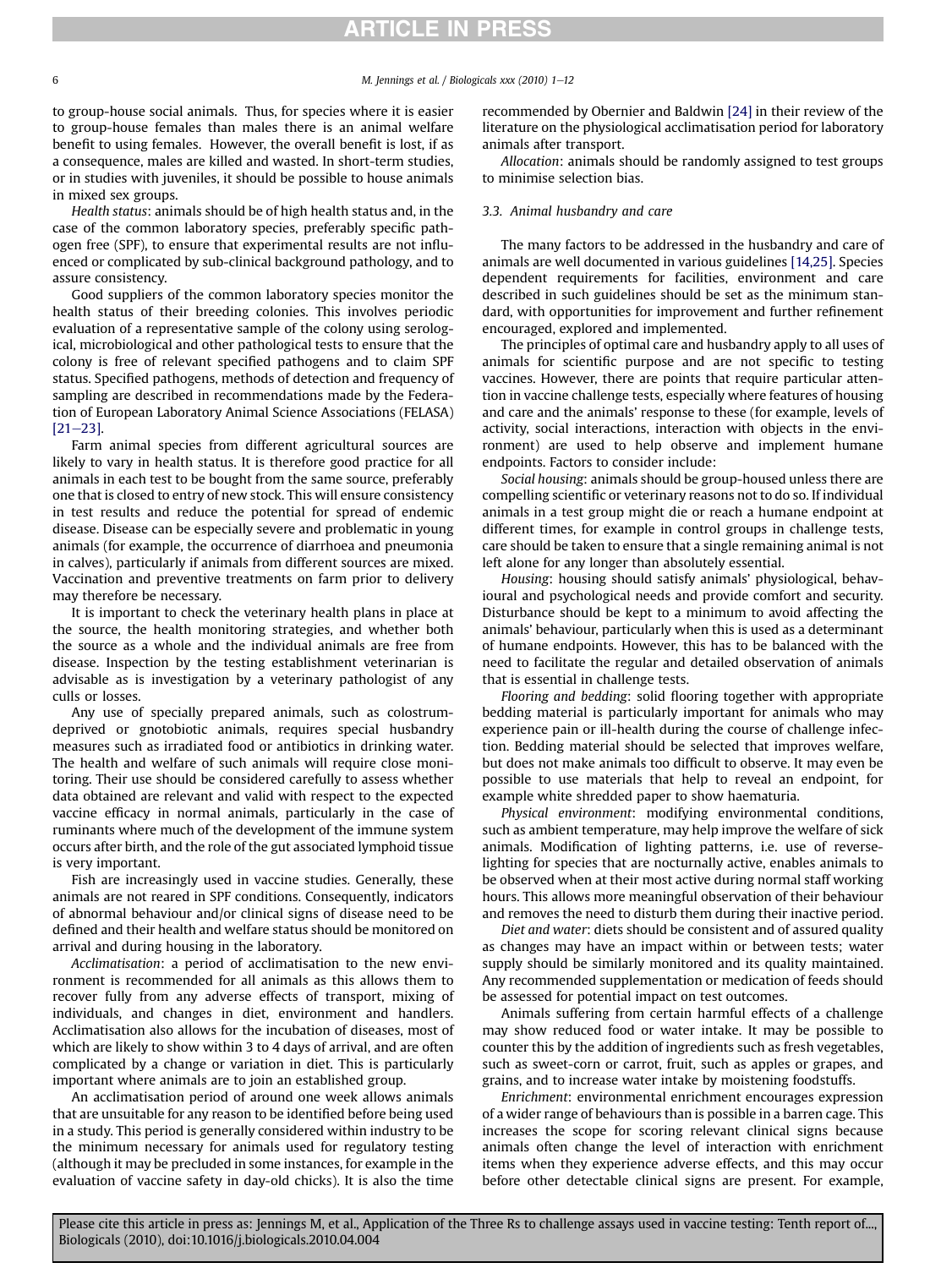to group-house social animals. Thus, for species where it is easier to group-house females than males there is an animal welfare benefit to using females. However, the overall benefit is lost, if as a consequence, males are killed and wasted. In short-term studies, or in studies with juveniles, it should be possible to house animals in mixed sex groups.

*Health status*: animals should be of high health status and, in the case of the common laboratory species, preferably specific pathogen free (SPF), to ensure that experimental results are not influenced or complicated by sub-clinical background pathology, and to assure consistency.

Good suppliers of the common laboratory species monitor the health status of their breeding colonies. This involves periodic evaluation of a representative sample of the colony using serological, microbiological and other pathological tests to ensure that the colony is free of relevant specified pathogens and to claim SPF status. Specified pathogens, methods of detection and frequency of sampling are described in recommendations made by the Federation of European Laboratory Animal Science Associations (FELASA) [21–23].

Farm animal species from different agricultural sources are likely to vary in health status. It is therefore good practice for all animals in each test to be bought from the same source, preferably one that is closed to entry of new stock. This will ensure consistency in test results and reduce the potential for spread of endemic disease. Disease can be especially severe and problematic in young animals (for example, the occurrence of diarrhoea and pneumonia in calves), particularly if animals from different sources are mixed. Vaccination and preventive treatments on farm prior to delivery may therefore be necessary.

It is important to check the veterinary health plans in place at the source, the health monitoring strategies, and whether both the source as a whole and the individual animals are free from disease. Inspection by the testing establishment veterinarian is advisable as is investigation by a veterinary pathologist of any culls or losses.

Any use of specially prepared animals, such as colostrum-deprived or gnotobiotic animals, requires special husbandry measures such as irradiated food or antibiotics in drinking water. The health and welfare of such animals will require close monitoring. Their use should be considered carefully to assess whether data obtained are relevant and valid with respect to the expected vaccine efficacy in normal animals, particularly in the case of ruminants where much of the development of the immune system occurs after birth, and the role of the gut associated lymphoid tissue is very important.

Fish are increasingly used in vaccine studies. Generally, these animals are not reared in SPF conditions. Consequently, indicators of abnormal behaviour and/or clinical signs of disease need to be defined and their health and welfare status should be monitored on arrival and during housing in the laboratory.

*Acclimatisation*: a period of acclimatisation to the new environment is recommended for all animals as this allows them to recover fully from any adverse effects of transport, mixing of individuals, and changes in diet, environment and handlers. Acclimatisation also allows for the incubation of diseases, most of which are likely to show within 3 to 4 days of arrival, and are often complicated by a change or variation in diet. This is particularly important where animals are to join an established group.

An acclimatisation period of around one week allows animals that are unsuitable for any reason to be identified before being used in a study. This period is generally considered within industry to be the minimum necessary for animals used for regulatory testing (although it may be precluded in some instances, for example in the evaluation of vaccine safety in day-old chicks). It is also the time recommended by Obernier and Baldwin [24] in their review of the literature on the physiological acclimatisation period for laboratory animals after transport.

*Allocation*: animals should be randomly assigned to test groups to minimise selection bias.

### 3.3. Animal husbandry and care

The many factors to be addressed in the husbandry and care of animals are well documented in various guidelines [14,25]. Species dependent requirements for facilities, environment and care described in such guidelines should be set as the minimum standard, with opportunities for improvement and further refinement encouraged, explored and implemented.

The principles of optimal care and husbandry apply to all uses of animals for scientific purpose and are not specific to testing vaccines. However, there are points that require particular attention in vaccine challenge tests, especially where features of housing and care and the animals' response to these (for example, levels of activity, social interactions, interaction with objects in the environment) are used to help observe and implement humane endpoints. Factors to consider include:

*Social housing*: animals should be group-housed unless there are compelling scientific or veterinary reasons not to do so. If individual animals in a test group might die or reach a humane endpoint at different times, for example in control groups in challenge tests, care should be taken to ensure that a single remaining animal is not left alone for any longer than absolutely essential.

*Housing*: housing should satisfy animals' physiological, behavioural and psychological needs and provide comfort and security. Disturbance should be kept to a minimum to avoid affecting the animals' behaviour, particularly when this is used as a determinant of humane endpoints. However, this has to be balanced with the need to facilitate the regular and detailed observation of animals that is essential in challenge tests.

*Flooring and bedding*: solid flooring together with appropriate bedding material is particularly important for animals who may experience pain or ill-health during the course of challenge infection. Bedding material should be selected that improves welfare, but does not make animals too difficult to observe. It may even be possible to use materials that help to reveal an endpoint, for example white shredded paper to show haematuria.

*Physical environment*: modifying environmental conditions, such as ambient temperature, may help improve the welfare of sick animals. Modification of lighting patterns, i.e. use of reverse-lighting for species that are nocturnally active, enables animals to be observed when at their most active during normal staff working hours. This allows more meaningful observation of their behaviour and removes the need to disturb them during their inactive period.

*Diet and water*: diets should be consistent and of assured quality as changes may have an impact within or between tests; water supply should be similarly monitored and its quality maintained. Any recommended supplementation or medication of feeds should be assessed for potential impact on test outcomes.

Animals suffering from certain harmful effects of a challenge may show reduced food or water intake. It may be possible to counter this by the addition of ingredients such as fresh vegetables, such as sweet-corn or carrot, fruit, such as apples or grapes, and grains, and to increase water intake by moistening foodstuffs.

*Enrichment*: environmental enrichment encourages expression of a wider range of behaviours than is possible in a barren cage. This increases the scope for scoring relevant clinical signs because animals often change the level of interaction with enrichment items when they experience adverse effects, and this may occur before other detectable clinical signs are present. For example,

Please cite this article in press as: Jennings M, et al., Application of the Three Rs to challenge assays used in vaccine testing: Tenth report of..., Biologicals (2010), doi:10.1016/j.biologicals.2010.04.004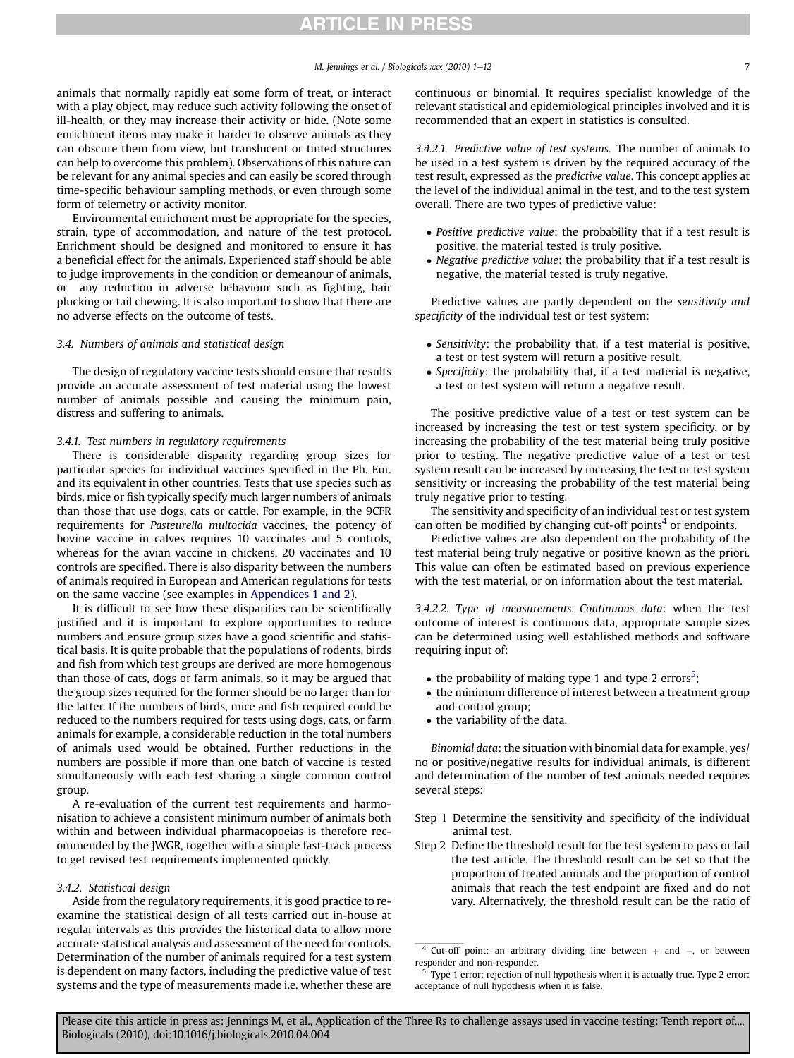animals that normally rapidly eat some form of treat, or interact with a play object, may reduce such activity following the onset of ill-health, or they may increase their activity or hide. (Note some enrichment items may make it harder to observe animals as they can obscure them from view, but translucent or tinted structures can help to overcome this problem). Observations of this nature can be relevant for any animal species and can easily be scored through time-specific behaviour sampling methods, or even through some form of telemetry or activity monitor.

Environmental enrichment must be appropriate for the species, strain, type of accommodation, and nature of the test protocol. Enrichment should be designed and monitored to ensure it has a beneficial effect for the animals. Experienced staff should be able to judge improvements in the condition or demeanour of animals, or any reduction in adverse behaviour such as fighting, hair plucking or tail chewing. It is also important to show that there are no adverse effects on the outcome of tests.

### 3.4. Numbers of animals and statistical design

The design of regulatory vaccine tests should ensure that results provide an accurate assessment of test material using the lowest number of animals possible and causing the minimum pain, distress and suffering to animals.

#### 3.4.1. Test numbers in regulatory requirements

There is considerable disparity regarding group sizes for particular species for individual vaccines specified in the Ph. Eur. and its equivalent in other countries. Tests that use species such as birds, mice or fish typically specify much larger numbers of animals than those that use dogs, cats or cattle. For example, in the 9CFR requirements for *Pasteurella multocida* vaccines, the potency of bovine vaccine in calves requires 10 vaccinates and 5 controls, whereas for the avian vaccine in chickens, 20 vaccinates and 10 controls are specified. There is also disparity between the numbers of animals required in European and American regulations for tests on the same vaccine (see examples in Appendices 1 and 2).

It is difficult to see how these disparities can be scientifically justified and it is important to explore opportunities to reduce numbers and ensure group sizes have a good scientific and statistical basis. It is quite probable that the populations of rodents, birds and fish from which test groups are derived are more homogenous than those of cats, dogs or farm animals, so it may be argued that the group sizes required for the former should be no larger than for the latter. If the numbers of birds, mice and fish required could be reduced to the numbers required for tests using dogs, cats, or farm animals for example, a considerable reduction in the total numbers of animals used would be obtained. Further reductions in the numbers are possible if more than one batch of vaccine is tested simultaneously with each test sharing a single common control group.

A re-evaluation of the current test requirements and harmonisation to achieve a consistent minimum number of animals both within and between individual pharmacopoeias is therefore recommended by the JWGR, together with a simple fast-track process to get revised test requirements implemented quickly.

#### 3.4.2. Statistical design

Aside from the regulatory requirements, it is good practice to re-examine the statistical design of all tests carried out in-house at regular intervals as this provides the historical data to allow more accurate statistical analysis and assessment of the need for controls. Determination of the number of animals required for a test system is dependent on many factors, including the predictive value of test systems and the type of measurements made i.e. whether these are continuous or binomial. It requires specialist knowledge of the relevant statistical and epidemiological principles involved and it is recommended that an expert in statistics is consulted.

*3.4.2.1. Predictive value of test systems.* The number of animals to be used in a test system is driven by the required accuracy of the test result, expressed as the *predictive value*. This concept applies at the level of the individual animal in the test, and to the test system overall. There are two types of predictive value:

- *Positive predictive value*: the probability that if a test result is positive, the material tested is truly positive.
- *Negative predictive value*: the probability that if a test result is negative, the material tested is truly negative.

Predictive values are partly dependent on the *sensitivity and specificity* of the individual test or test system:

- *Sensitivity*: the probability that, if a test material is positive, a test or test system will return a positive result.
- *Specificity*: the probability that, if a test material is negative, a test or test system will return a negative result.

The positive predictive value of a test or test system can be increased by increasing the test or test system specificity, or by increasing the probability of the test material being truly positive prior to testing. The negative predictive value of a test or test system result can be increased by increasing the test or test system sensitivity or increasing the probability of the test material being truly negative prior to testing.

The sensitivity and specificity of an individual test or test system can often be modified by changing cut-off points[4] or endpoints.

Predictive values are also dependent on the probability of the test material being truly negative or positive known as the priori. This value can often be estimated based on previous experience with the test material, or on information about the test material.

*3.4.2.2. Type of measurements.* *Continuous data*: when the test outcome of interest is continuous data, appropriate sample sizes can be determined using well established methods and software requiring input of:

- the probability of making type 1 and type 2 errors[5];
- the minimum difference of interest between a treatment group and control group;
- the variability of the data.

*Binomial data*: the situation with binomial data for example, yes/no or positive/negative results for individual animals, is different and determination of the number of test animals needed requires several steps:

Step 1 Determine the sensitivity and specificity of the individual animal test.

Step 2 Define the threshold result for the test system to pass or fail the test article. The threshold result can be set so that the proportion of treated animals and the proportion of control animals that reach the test endpoint are fixed and do not vary. Alternatively, the threshold result can be the ratio of

---

[4] Cut-off point: an arbitrary dividing line between + and −, or between responder and non-responder.

[5] Type 1 error: rejection of null hypothesis when it is actually true. Type 2 error: acceptance of null hypothesis when it is false.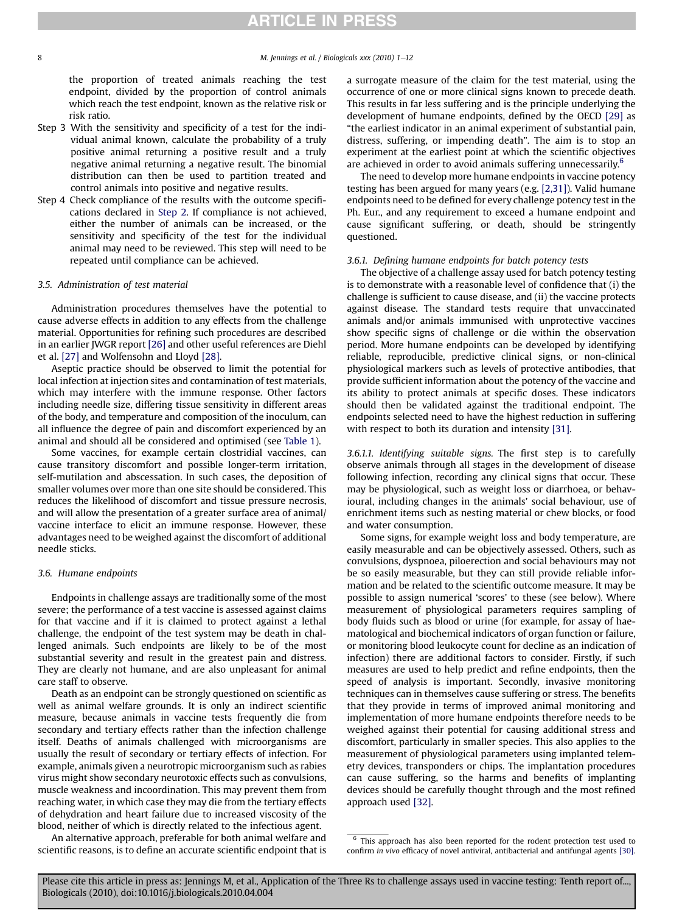the proportion of treated animals reaching the test endpoint, divided by the proportion of control animals which reach the test endpoint, known as the relative risk or risk ratio.

Step 3 With the sensitivity and specificity of a test for the individual animal known, calculate the probability of a truly positive animal returning a positive result and a truly negative animal returning a negative result. The binomial distribution can then be used to partition treated and control animals into positive and negative results.

Step 4 Check compliance of the results with the outcome specifications declared in Step 2. If compliance is not achieved, either the number of animals can be increased, or the sensitivity and specificity of the test for the individual animal may need to be reviewed. This step will need to be repeated until compliance can be achieved.

### 3.5. Administration of test material

Administration procedures themselves have the potential to cause adverse effects in addition to any effects from the challenge material. Opportunities for refining such procedures are described in an earlier JWGR report [26] and other useful references are Diehl et al. [27] and Wolfensohn and Lloyd [28].

Aseptic practice should be observed to limit the potential for local infection at injection sites and contamination of test materials, which may interfere with the immune response. Other factors including needle size, differing tissue sensitivity in different areas of the body, and temperature and composition of the inoculum, can all influence the degree of pain and discomfort experienced by an animal and should all be considered and optimised (see Table 1).

Some vaccines, for example certain clostridial vaccines, can cause transitory discomfort and possible longer-term irritation, self-mutilation and abscessation. In such cases, the deposition of smaller volumes over more than one site should be considered. This reduces the likelihood of discomfort and tissue pressure necrosis, and will allow the presentation of a greater surface area of animal/vaccine interface to elicit an immune response. However, these advantages need to be weighed against the discomfort of additional needle sticks.

### 3.6. Humane endpoints

Endpoints in challenge assays are traditionally some of the most severe; the performance of a test vaccine is assessed against claims for that vaccine and if it is claimed to protect against a lethal challenge, the endpoint of the test system may be death in challenged animals. Such endpoints are likely to be of the most substantial severity and result in the greatest pain and distress. They are clearly not humane, and are also unpleasant for animal care staff to observe.

Death as an endpoint can be strongly questioned on scientific as well as animal welfare grounds. It is only an indirect scientific measure, because animals in vaccine tests frequently die from secondary and tertiary effects rather than the infection challenge itself. Deaths of animals challenged with microorganisms are usually the result of secondary or tertiary effects of infection. For example, animals given a neurotropic microorganism such as rabies virus might show secondary neurotoxic effects such as convulsions, muscle weakness and incoordination. This may prevent them from reaching water, in which case they may die from the tertiary effects of dehydration and heart failure due to increased viscosity of the blood, neither of which is directly related to the infectious agent.

An alternative approach, preferable for both animal welfare and scientific reasons, is to define an accurate scientific endpoint that is a surrogate measure of the claim for the test material, using the occurrence of one or more clinical signs known to precede death. This results in far less suffering and is the principle underlying the development of humane endpoints, defined by the OECD [29] as "the earliest indicator in an animal experiment of substantial pain, distress, suffering, or impending death". The aim is to stop an experiment at the earliest point at which the scientific objectives are achieved in order to avoid animals suffering unnecessarily.[6]

The need to develop more humane endpoints in vaccine potency testing has been argued for many years (e.g. [2,31]). Valid humane endpoints need to be defined for every challenge potency test in the Ph. Eur., and any requirement to exceed a humane endpoint and cause significant suffering, or death, should be stringently questioned.

#### 3.6.1. Defining humane endpoints for batch potency tests

The objective of a challenge assay used for batch potency testing is to demonstrate with a reasonable level of confidence that (i) the challenge is sufficient to cause disease, and (ii) the vaccine protects against disease. The standard tests require that unvaccinated animals and/or animals immunised with unprotective vaccines show specific signs of challenge or die within the observation period. More humane endpoints can be developed by identifying reliable, reproducible, predictive clinical signs, or non-clinical physiological markers such as levels of protective antibodies, that provide sufficient information about the potency of the vaccine and its ability to protect animals at specific doses. These indicators should then be validated against the traditional endpoint. The endpoints selected need to have the highest reduction in suffering with respect to both its duration and intensity [31].

##### 3.6.1.1. Identifying suitable signs.

The first step is to carefully observe animals through all stages in the development of disease following infection, recording any clinical signs that occur. These may be physiological, such as weight loss or diarrhoea, or behavioural, including changes in the animals' social behaviour, use of enrichment items such as nesting material or chew blocks, or food and water consumption.

Some signs, for example weight loss and body temperature, are easily measurable and can be objectively assessed. Others, such as convulsions, dyspnoea, piloerection and social behaviours may not be so easily measurable, but they can still provide reliable information and be related to the scientific outcome measure. It may be possible to assign numerical 'scores' to these (see below). Where measurement of physiological parameters requires sampling of body fluids such as blood or urine (for example, for assay of haematological and biochemical indicators of organ function or failure, or monitoring blood leukocyte count for decline as an indication of infection) there are additional factors to consider. Firstly, if such measures are used to help predict and refine endpoints, then the speed of analysis is important. Secondly, invasive monitoring techniques can in themselves cause suffering or stress. The benefits that they provide in terms of improved animal monitoring and implementation of more humane endpoints therefore needs to be weighed against their potential for causing additional stress and discomfort, particularly in smaller species. This also applies to the measurement of physiological parameters using implanted telemetry devices, transponders or chips. The implantation procedures can cause suffering, so the harms and benefits of implanting devices should be carefully thought through and the most refined approach used [32].

[6] This approach has also been reported for the rodent protection test used to confirm *in vivo* efficacy of novel antiviral, antibacterial and antifungal agents [30].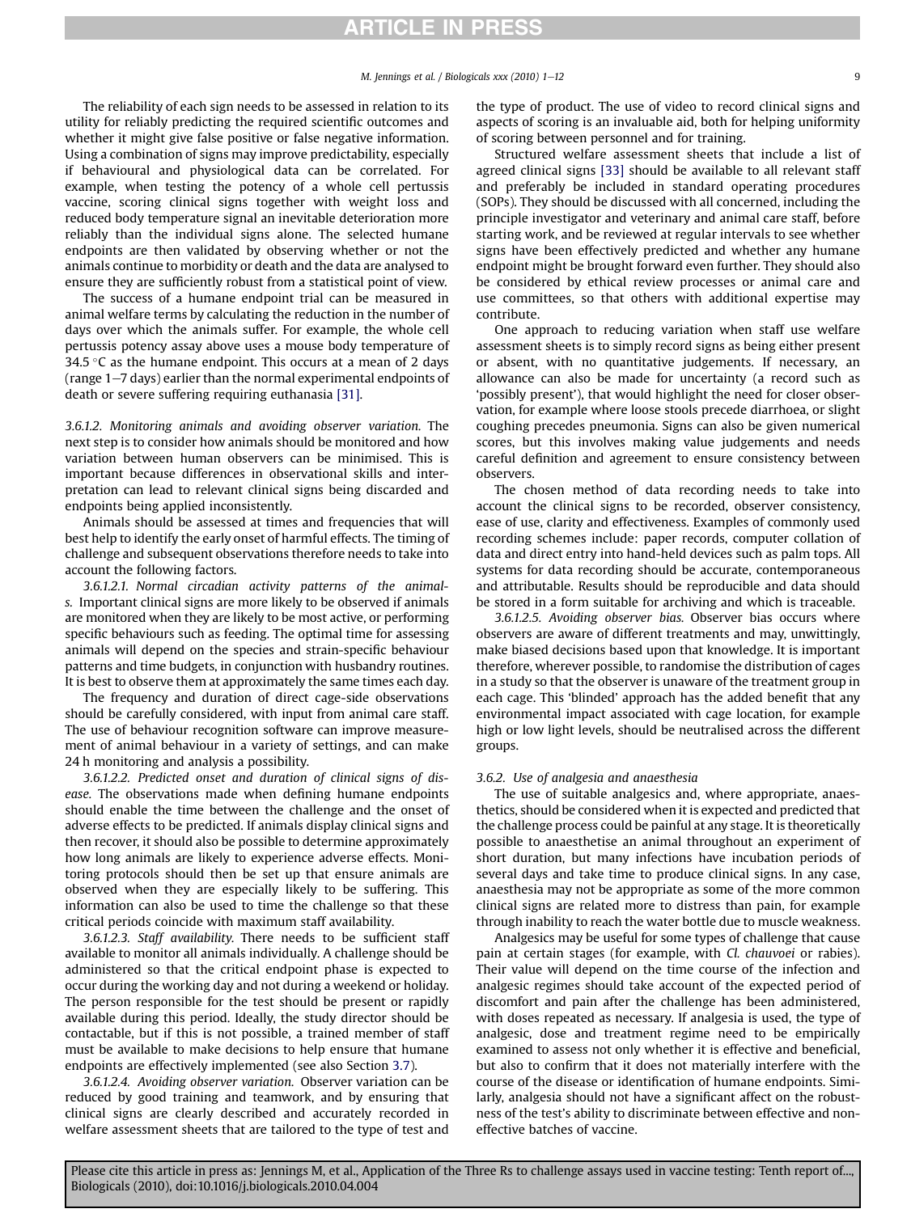The reliability of each sign needs to be assessed in relation to its utility for reliably predicting the required scientific outcomes and whether it might give false positive or false negative information. Using a combination of signs may improve predictability, especially if behavioural and physiological data can be correlated. For example, when testing the potency of a whole cell pertussis vaccine, scoring clinical signs together with weight loss and reduced body temperature signal an inevitable deterioration more reliably than the individual signs alone. The selected humane endpoints are then validated by observing whether or not the animals continue to morbidity or death and the data are analysed to ensure they are sufficiently robust from a statistical point of view.

The success of a humane endpoint trial can be measured in animal welfare terms by calculating the reduction in the number of days over which the animals suffer. For example, the whole cell pertussis potency assay above uses a mouse body temperature of 34.5 °C as the humane endpoint. This occurs at a mean of 2 days (range 1–7 days) earlier than the normal experimental endpoints of death or severe suffering requiring euthanasia [31].

*3.6.1.2. Monitoring animals and avoiding observer variation.* The next step is to consider how animals should be monitored and how variation between human observers can be minimised. This is important because differences in observational skills and interpretation can lead to relevant clinical signs being discarded and endpoints being applied inconsistently.

Animals should be assessed at times and frequencies that will best help to identify the early onset of harmful effects. The timing of challenge and subsequent observations therefore needs to take into account the following factors.

*3.6.1.2.1. Normal circadian activity patterns of the animals.* Important clinical signs are more likely to be observed if animals are monitored when they are likely to be most active, or performing specific behaviours such as feeding. The optimal time for assessing animals will depend on the species and strain-specific behaviour patterns and time budgets, in conjunction with husbandry routines. It is best to observe them at approximately the same times each day.

The frequency and duration of direct cage-side observations should be carefully considered, with input from animal care staff. The use of behaviour recognition software can improve measurement of animal behaviour in a variety of settings, and can make 24 h monitoring and analysis a possibility.

*3.6.1.2.2. Predicted onset and duration of clinical signs of disease.* The observations made when defining humane endpoints should enable the time between the challenge and the onset of adverse effects to be predicted. If animals display clinical signs and then recover, it should also be possible to determine approximately how long animals are likely to experience adverse effects. Monitoring protocols should then be set up that ensure animals are observed when they are especially likely to be suffering. This information can also be used to time the challenge so that these critical periods coincide with maximum staff availability.

*3.6.1.2.3. Staff availability.* There needs to be sufficient staff available to monitor all animals individually. A challenge should be administered so that the critical endpoint phase is expected to occur during the working day and not during a weekend or holiday. The person responsible for the test should be present or rapidly available during this period. Ideally, the study director should be contactable, but if this is not possible, a trained member of staff must be available to make decisions to help ensure that humane endpoints are effectively implemented (see also Section 3.7).

*3.6.1.2.4. Avoiding observer variation.* Observer variation can be reduced by good training and teamwork, and by ensuring that clinical signs are clearly described and accurately recorded in welfare assessment sheets that are tailored to the type of test and the type of product. The use of video to record clinical signs and aspects of scoring is an invaluable aid, both for helping uniformity of scoring between personnel and for training.

Structured welfare assessment sheets that include a list of agreed clinical signs [33] should be available to all relevant staff and preferably be included in standard operating procedures (SOPs). They should be discussed with all concerned, including the principle investigator and veterinary and animal care staff, before starting work, and be reviewed at regular intervals to see whether signs have been effectively predicted and whether any humane endpoint might be brought forward even further. They should also be considered by ethical review processes or animal care and use committees, so that others with additional expertise may contribute.

One approach to reducing variation when staff use welfare assessment sheets is to simply record signs as being either present or absent, with no quantitative judgements. If necessary, an allowance can also be made for uncertainty (a record such as 'possibly present'), that would highlight the need for closer observation, for example where loose stools precede diarrhoea, or slight coughing precedes pneumonia. Signs can also be given numerical scores, but this involves making value judgements and needs careful definition and agreement to ensure consistency between observers.

The chosen method of data recording needs to take into account the clinical signs to be recorded, observer consistency, ease of use, clarity and effectiveness. Examples of commonly used recording schemes include: paper records, computer collation of data and direct entry into hand-held devices such as palm tops. All systems for data recording should be accurate, contemporaneous and attributable. Results should be reproducible and data should be stored in a form suitable for archiving and which is traceable.

*3.6.1.2.5. Avoiding observer bias.* Observer bias occurs where observers are aware of different treatments and may, unwittingly, make biased decisions based upon that knowledge. It is important therefore, wherever possible, to randomise the distribution of cages in a study so that the observer is unaware of the treatment group in each cage. This 'blinded' approach has the added benefit that any environmental impact associated with cage location, for example high or low light levels, should be neutralised across the different groups.

*3.6.2. Use of analgesia and anaesthesia*

The use of suitable analgesics and, where appropriate, anaesthetics, should be considered when it is expected and predicted that the challenge process could be painful at any stage. It is theoretically possible to anaesthetise an animal throughout an experiment of short duration, but many infections have incubation periods of several days and take time to produce clinical signs. In any case, anaesthesia may not be appropriate as some of the more common clinical signs are related more to distress than pain, for example through inability to reach the water bottle due to muscle weakness.

Analgesics may be useful for some types of challenge that cause pain at certain stages (for example, with *Cl. chauvoei* or rabies). Their value will depend on the time course of the infection and analgesic regimes should take account of the expected period of discomfort and pain after the challenge has been administered, with doses repeated as necessary. If analgesia is used, the type of analgesic, dose and treatment regime need to be empirically examined to assess not only whether it is effective and beneficial, but also to confirm that it does not materially interfere with the course of the disease or identification of humane endpoints. Similarly, analgesia should not have a significant affect on the robustness of the test's ability to discriminate between effective and non-effective batches of vaccine.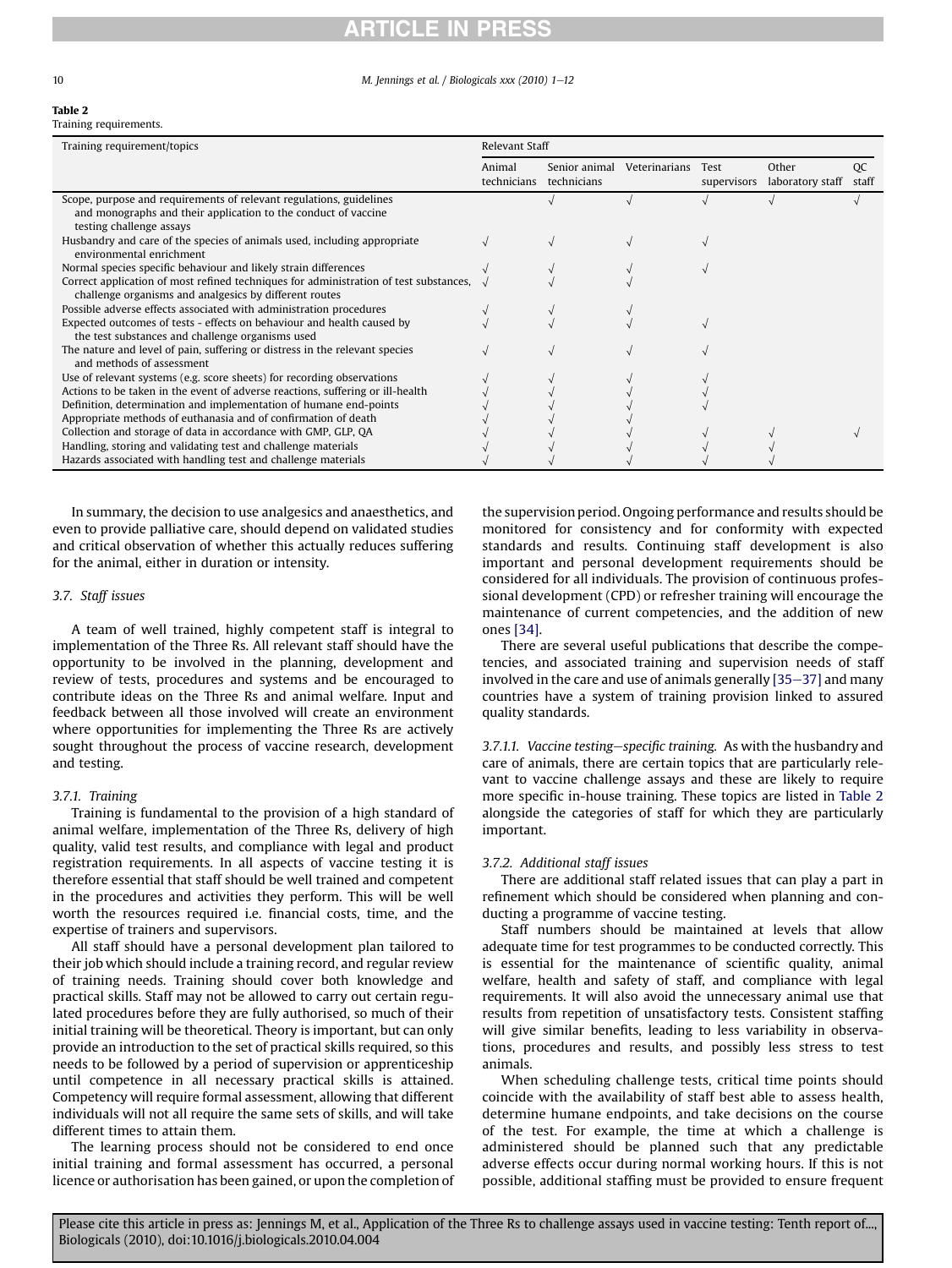**Table 2**
Training requirements.

| Training requirement/topics | Relevant Staff | | | | | |
|---|---|---|---|---|---|---|
| | Animal technicians | Senior animal technicians | Veterinarians | Test supervisors | Other laboratory staff | QC staff |
| Scope, purpose and requirements of relevant regulations, guidelines and monographs and their application to the conduct of vaccine testing challenge assays | | √ | √ | √ | √ | √ |
| Husbandry and care of the species of animals used, including appropriate environmental enrichment | √ | √ | √ | √ | | |
| Normal species specific behaviour and likely strain differences | √ | √ | √ | √ | | |
| Correct application of most refined techniques for administration of test substances, challenge organisms and analgesics by different routes | √ | √ | √ | | | |
| Possible adverse effects associated with administration procedures | √ | √ | √ | | | |
| Expected outcomes of tests - effects on behaviour and health caused by the test substances and challenge organisms used | √ | √ | √ | √ | | |
| The nature and level of pain, suffering or distress in the relevant species and methods of assessment | √ | √ | √ | √ | | |
| Use of relevant systems (e.g. score sheets) for recording observations | √ | √ | √ | √ | | |
| Actions to be taken in the event of adverse reactions, suffering or ill-health | √ | √ | √ | √ | | |
| Definition, determination and implementation of humane end-points | √ | √ | √ | √ | | |
| Appropriate methods of euthanasia and of confirmation of death | √ | √ | √ | | | |
| Collection and storage of data in accordance with GMP, GLP, QA | √ | √ | √ | √ | √ | √ |
| Handling, storing and validating test and challenge materials | √ | √ | √ | √ | √ | |
| Hazards associated with handling test and challenge materials | √ | √ | √ | √ | √ | |

In summary, the decision to use analgesics and anaesthetics, and even to provide palliative care, should depend on validated studies and critical observation of whether this actually reduces suffering for the animal, either in duration or intensity.

### 3.7. Staff issues

A team of well trained, highly competent staff is integral to implementation of the Three Rs. All relevant staff should have the opportunity to be involved in the planning, development and review of tests, procedures and systems and be encouraged to contribute ideas on the Three Rs and animal welfare. Input and feedback between all those involved will create an environment where opportunities for implementing the Three Rs are actively sought throughout the process of vaccine research, development and testing.

#### 3.7.1. Training

Training is fundamental to the provision of a high standard of animal welfare, implementation of the Three Rs, delivery of high quality, valid test results, and compliance with legal and product registration requirements. In all aspects of vaccine testing it is therefore essential that staff should be well trained and competent in the procedures and activities they perform. This will be well worth the resources required i.e. financial costs, time, and the expertise of trainers and supervisors.

All staff should have a personal development plan tailored to their job which should include a training record, and regular review of training needs. Training should cover both knowledge and practical skills. Staff may not be allowed to carry out certain regulated procedures before they are fully authorised, so much of their initial training will be theoretical. Theory is important, but can only provide an introduction to the set of practical skills required, so this needs to be followed by a period of supervision or apprenticeship until competence in all necessary practical skills is attained. Competency will require formal assessment, allowing that different individuals will not all require the same sets of skills, and will take different times to attain them.

The learning process should not be considered to end once initial training and formal assessment has occurred, a personal licence or authorisation has been gained, or upon the completion of the supervision period. Ongoing performance and results should be monitored for consistency and for conformity with expected standards and results. Continuing staff development is also important and personal development requirements should be considered for all individuals. The provision of continuous professional development (CPD) or refresher training will encourage the maintenance of current competencies, and the addition of new ones [34].

There are several useful publications that describe the competencies, and associated training and supervision needs of staff involved in the care and use of animals generally [35–37] and many countries have a system of training provision linked to assured quality standards.

*3.7.1.1. Vaccine testing–specific training.* As with the husbandry and care of animals, there are certain topics that are particularly relevant to vaccine challenge assays and these are likely to require more specific in-house training. These topics are listed in Table 2 alongside the categories of staff for which they are particularly important.

#### 3.7.2. Additional staff issues

There are additional staff related issues that can play a part in refinement which should be considered when planning and conducting a programme of vaccine testing.

Staff numbers should be maintained at levels that allow adequate time for test programmes to be conducted correctly. This is essential for the maintenance of scientific quality, animal welfare, health and safety of staff, and compliance with legal requirements. It will also avoid the unnecessary animal use that results from repetition of unsatisfactory tests. Consistent staffing will give similar benefits, leading to less variability in observations, procedures and results, and possibly less stress to test animals.

When scheduling challenge tests, critical time points should coincide with the availability of staff best able to assess health, determine humane endpoints, and take decisions on the course of the test. For example, the time at which a challenge is administered should be planned such that any predictable adverse effects occur during normal working hours. If this is not possible, additional staffing must be provided to ensure frequent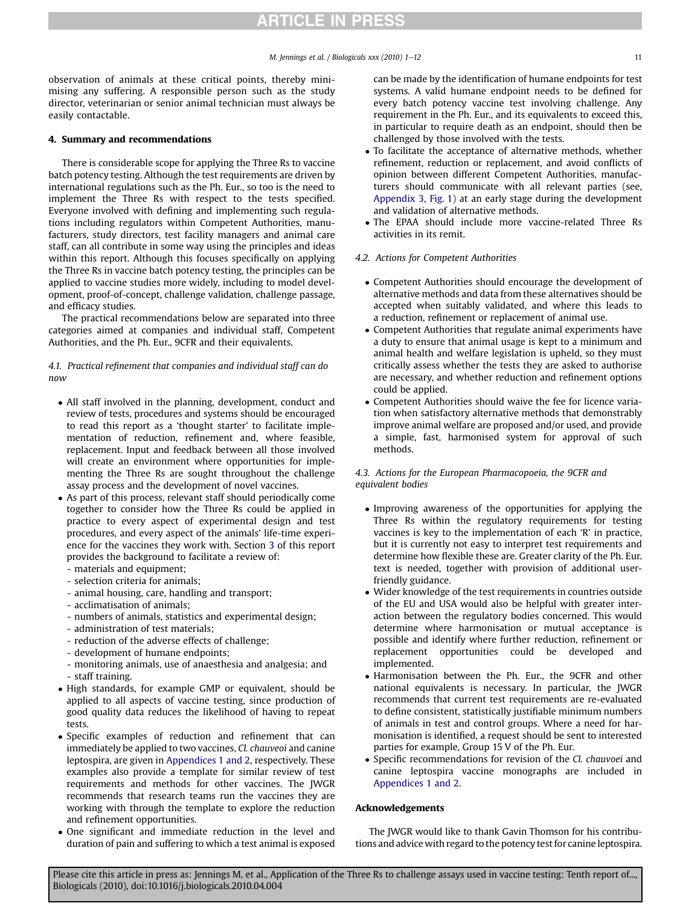observation of animals at these critical points, thereby minimising any suffering. A responsible person such as the study director, veterinarian or senior animal technician must always be easily contactable.

## 4. Summary and recommendations

There is considerable scope for applying the Three Rs to vaccine batch potency testing. Although the test requirements are driven by international regulations such as the Ph. Eur., so too is the need to implement the Three Rs with respect to the tests specified. Everyone involved with defining and implementing such regulations including regulators within Competent Authorities, manufacturers, study directors, test facility managers and animal care staff, can all contribute in some way using the principles and ideas within this report. Although this focuses specifically on applying the Three Rs in vaccine batch potency testing, the principles can be applied to vaccine studies more widely, including to model development, proof-of-concept, challenge validation, challenge passage, and efficacy studies.

The practical recommendations below are separated into three categories aimed at companies and individual staff, Competent Authorities, and the Ph. Eur., 9CFR and their equivalents.

### *4.1. Practical refinement that companies and individual staff can do now*

- All staff involved in the planning, development, conduct and review of tests, procedures and systems should be encouraged to read this report as a 'thought starter' to facilitate implementation of reduction, refinement and, where feasible, replacement. Input and feedback between all those involved will create an environment where opportunities for implementing the Three Rs are sought throughout the challenge assay process and the development of novel vaccines.
- As part of this process, relevant staff should periodically come together to consider how the Three Rs could be applied in practice to every aspect of experimental design and test procedures, and every aspect of the animals' life-time experience for the vaccines they work with. Section 3 of this report provides the background to facilitate a review of:
  - materials and equipment;
  - selection criteria for animals;
  - animal housing, care, handling and transport;
  - acclimatisation of animals;
  - numbers of animals, statistics and experimental design;
  - administration of test materials;
  - reduction of the adverse effects of challenge;
  - development of humane endpoints;
  - monitoring animals, use of anaesthesia and analgesia; and
  - staff training.
- High standards, for example GMP or equivalent, should be applied to all aspects of vaccine testing, since production of good quality data reduces the likelihood of having to repeat tests.
- Specific examples of reduction and refinement that can immediately be applied to two vaccines, *Cl. chauveoi* and canine leptospira, are given in Appendices 1 and 2, respectively. These examples also provide a template for similar review of test requirements and methods for other vaccines. The JWGR recommends that research teams run the vaccines they are working with through the template to explore the reduction and refinement opportunities.
- One significant and immediate reduction in the level and duration of pain and suffering to which a test animal is exposed can be made by the identification of humane endpoints for test systems. A valid humane endpoint needs to be defined for every batch potency vaccine test involving challenge. Any requirement in the Ph. Eur., and its equivalents to exceed this, in particular to require death as an endpoint, should then be challenged by those involved with the tests.
- To facilitate the acceptance of alternative methods, whether refinement, reduction or replacement, and avoid conflicts of opinion between different Competent Authorities, manufacturers should communicate with all relevant parties (see, Appendix 3, Fig. 1) at an early stage during the development and validation of alternative methods.
- The EPAA should include more vaccine-related Three Rs activities in its remit.

### *4.2. Actions for Competent Authorities*

- Competent Authorities should encourage the development of alternative methods and data from these alternatives should be accepted when suitably validated, and where this leads to a reduction, refinement or replacement of animal use.
- Competent Authorities that regulate animal experiments have a duty to ensure that animal usage is kept to a minimum and animal health and welfare legislation is upheld, so they must critically assess whether the tests they are asked to authorise are necessary, and whether reduction and refinement options could be applied.
- Competent Authorities should waive the fee for licence variation when satisfactory alternative methods that demonstrably improve animal welfare are proposed and/or used, and provide a simple, fast, harmonised system for approval of such methods.

### *4.3. Actions for the European Pharmacopoeia, the 9CFR and equivalent bodies*

- Improving awareness of the opportunities for applying the Three Rs within the regulatory requirements for testing vaccines is key to the implementation of each 'R' in practice, but it is currently not easy to interpret test requirements and determine how flexible these are. Greater clarity of the Ph. Eur. text is needed, together with provision of additional user-friendly guidance.
- Wider knowledge of the test requirements in countries outside of the EU and USA would also be helpful with greater interaction between the regulatory bodies concerned. This would determine where harmonisation or mutual acceptance is possible and identify where further reduction, refinement or replacement opportunities could be developed and implemented.
- Harmonisation between the Ph. Eur., the 9CFR and other national equivalents is necessary. In particular, the JWGR recommends that current test requirements are re-evaluated to define consistent, statistically justifiable minimum numbers of animals in test and control groups. Where a need for harmonisation is identified, a request should be sent to interested parties for example, Group 15 V of the Ph. Eur.
- Specific recommendations for revision of the *Cl. chauvoei* and canine leptospira vaccine monographs are included in Appendices 1 and 2.

## Acknowledgements

The JWGR would like to thank Gavin Thomson for his contributions and advice with regard to the potency test for canine leptospira.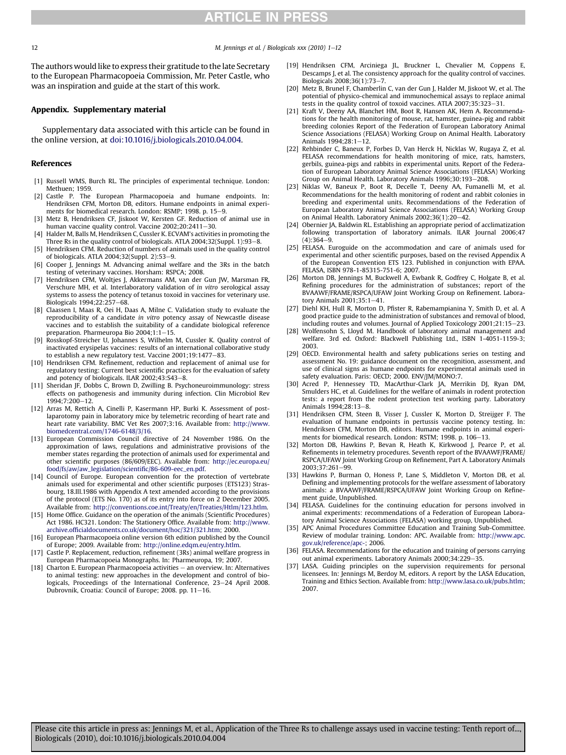The authors would like to express their gratitude to the late Secretary to the European Pharmacopoeia Commission, Mr. Peter Castle, who was an inspiration and guide at the start of this work.

## Appendix. Supplementary material

Supplementary data associated with this article can be found in the online version, at doi:10.1016/j.biologicals.2010.04.004.

## References

[1] Russell WMS, Burch RL. The principles of experimental technique. London: Methuen; 1959.

[2] Castle P. The European Pharmacopoeia and humane endpoints. In: Hendriksen CFM, Morton DB, editors. Humane endpoints in animal experiments for biomedical research. London: RSMP; 1998. p. 15–9.

[3] Metz B, Hendriksen CF, Jiskoot W, Kersten GF. Reduction of animal use in human vaccine quality control. Vaccine 2002;20:2411–30.

[4] Halder M, Balls M, Hendriksen C, Cussler K. ECVAM's activities in promoting the Three Rs in the quality control of biologicals. ATLA 2004;32(Suppl. 1):93–8.

[5] Hendriksen CFM. Reduction of numbers of animals used in the quality control of biologicals. ATLA 2004;32(Suppl. 2):53–9.

[6] Cooper J, Jennings M. Advancing animal welfare and the 3Rs in the batch testing of veterinary vaccines. Horsham: RSPCA; 2008.

[7] Hendriksen CFM, Woltjes J, Akkermans AM, van der Gun JW, Marsman FR, Verschure MH, et al. Interlaboratory validation of *in vitro* serological assay systems to assess the potency of tetanus toxoid in vaccines for veterinary use. Biologicals 1994;22:257–68.

[8] Claassen I, Maas R, Oei H, Daas A, Milne C. Validation study to evaluate the reproducibility of a candidate *in vitro* potency assay of Newcastle disease vaccines and to establish the suitability of a candidate biological reference preparation. Pharmeuropa Bio 2004;1:1–15.

[9] Rosskopf-Streicher U, Johannes S, Wilhelm M, Cussler K. Quality control of inactivated erysipelas vaccines: results of an international collaborative study to establish a new regulatory test. Vaccine 2001;19:1477–83.

[10] Hendriksen CFM. Refinement, reduction and replacement of animal use for regulatory testing: Current best scientific practices for the evaluation of safety and potency of biologicals. ILAR 2002;43:S43–8.

[11] Sheridan JF, Dobbs C, Brown D, Zwilling B. Psychoneuroimmunology: stress effects on pathogenesis and immunity during infection. Clin Microbiol Rev 1994;7:200–12.

[12] Arras M, Rettich A, Cinelli P, Kasermann HP, Burki K. Assessment of post-laparotomy pain in laboratory mice by telemetric recording of heart rate and heart rate variability. BMC Vet Res 2007;3:16. Available from: http://www.biomedcentral.com/1746-6148/3/16.

[13] European Commission Council directive of 24 November 1986. On the approximation of laws, regulations and administrative provisions of the member states regarding the protection of animals used for experimental and other scientific purposes (86/609/EEC). Available from: http://ec.europa.eu/food/fs/aw/aw_legislation/scientific/86-609-eec_en.pdf.

[14] Council of Europe. European convention for the protection of vertebrate animals used for experimental and other scientific purposes (ETS123) Strasbourg, 18.III.1986 with Appendix A text amended according to the provisions of the protocol (ETS No. 170) as of its entry into force on 2 December 2005. Available from: http://conventions.coe.int/Treaty/en/Treaties/Htlm/123.htlm.

[15] Home Office. Guidance on the operation of the animals (Scientific Procedures) Act 1986. HC321. London: The Stationery Office. Available from: http://www.archive.officialdocuments.co.uk/document/hoc/321/321.htm; 2000.

[16] European Pharmacopoeia online version 6th edition published by the Council of Europe; 2009. Available from: http://online.edqm.eu/entry.htlm.

[17] Castle P. Replacement, reduction, refinement (3Rs) animal welfare progress in European Pharmacopoeia Monographs. In: Pharmeuropa, 19; 2007.

[18] Charton E. European Pharmacopoeia activities – an overview. In: Alternatives to animal testing: new approaches in the development and control of biologicals, Proceedings of the International Conference, 23–24 April 2008. Dubrovnik, Croatia: Council of Europe; 2008. pp. 11–16.

[19] Hendriksen CFM, Arciniega JL, Bruckner L, Chevalier M, Coppens E, Descamps J, et al. The consistency approach for the quality control of vaccines. Biologicals 2008;36(1):73–7.

[20] Metz B, Brunel F, Chamberlin C, van der Gun J, Halder M, Jiskoot W, et al. The potential of physico-chemical and immunochemical assays to replace animal tests in the quality control of toxoid vaccines. ATLA 2007;35:323–31.

[21] Kraft V, Deeny AA, Blanchet HM, Boot R, Hansen AK, Hem A. Recommendations for the health monitoring of mouse, rat, hamster, guinea-pig and rabbit breeding colonies Report of the Federation of European Laboratory Animal Science Associations (FELASA) Working Group on Animal Health. Laboratory Animals 1994;28:1–12.

[22] Rehbinder C, Baneux P, Forbes D, Van Herck H, Nicklas W, Rugaya Z, et al. FELASA recommendations for health monitoring of mice, rats, hamsters, gerbils, guinea-pigs and rabbits in experimental units. Report of the Federation of European Laboratory Animal Science Associations (FELASA) Working Group on Animal Health. Laboratory Animals 1996;30:193–208.

[23] Niklas W, Baneux P, Boot R, Decelle T, Deeny AA, Fumanelli M, et al. Recommendations for the health monitoring of rodent and rabbit colonies in breeding and experimental units. Recommendations of the Federation of European Laboratory Animal Science Associations (FELASA) Working Group on Animal Health. Laboratory Animals 2002;36(1):20–42.

[24] Obernier JA, Baldwin RL. Establishing an appropriate period of acclimatization following transportation of laboratory animals. ILAR Journal 2006;47(4):364–9.

[25] FELASA. Euroguide on the accommodation and care of animals used for experimental and other scientific purposes, based on the revised Appendix A of the European Convention ETS 123. Published in conjunction with EPAA. FELASA, ISBN 978-1-85315-751-6; 2007.

[26] Morton DB, Jennings M, Buckwell A, Ewbank R, Godfrey C, Holgate B, et al. Refining procedures for the administration of substances; report of the BVAAWF/FRAME/RSPCA/UFAW Joint Working Group on Refinement. Laboratory Animals 2001;35:1–41.

[27] Diehl KH, Hull R, Morton D, Pfister R, Rabemampianina Y, Smith D, et al. A good practice guide to the administration of substances and removal of blood, including routes and volumes. Journal of Applied Toxicology 2001;21:15–23.

[28] Wolfensohn S, Lloyd M. Handbook of laboratory animal management and welfare. 3rd ed. Oxford: Blackwell Publishing Ltd., ISBN 1-4051-1159-3; 2003.

[29] OECD. Environmental health and safety publications series on testing and assessment No. 19: guidance document on the recognition, assessment, and use of clinical signs as humane endpoints for experimental animals used in safety evaluation. Paris: OECD; 2000. ENV/JM/MONO:7.

[30] Acred P, Hennessey TD, MacArthur-Clark JA, Merrikin DJ, Ryan DM, Smulders HC, et al. Guidelines for the welfare of animals in rodent protection tests: a report from the rodent protection test working party. Laboratory Animals 1994;28:13–8.

[31] Hendriksen CFM, Steen B, Visser J, Cussler K, Morton D, Streijger F. The evaluation of humane endpoints in pertussis vaccine potency testing. In: Hendriksen CFM, Morton DB, editors. Humane endpoints in animal experiments for biomedical research. London: RSTM; 1998. p. 106–13.

[32] Morton DB, Hawkins P, Bevan R, Heath K, Kirkwood J, Pearce P, et al. Refinements in telemetry procedures. Seventh report of the BVAAWF/FRAME/RSPCA/UFAW Joint Working Group on Refinement, Part A. Laboratory Animals 2003;37:261–99.

[33] Hawkins P, Burman O, Honess P, Lane S, Middleton V, Morton DB, et al. Defining and implementing protocols for the welfare assessment of laboratory animals: a BVAAWF/FRAME/RSPCA/UFAW Joint Working Group on Refinement guide, Unpublished.

[34] FELASA. Guidelines for the continuing education for persons involved in animal experiments: recommendations of a Federation of European Laboratory Animal Science Associations (FELASA) working group, Unpublished.

[35] APC Animal Procedures Committee Education and Training Sub-Committee. Review of modular training. London: APC. Available from: http://www.apc.gov.uk/reference/apc-; 2006.

[36] FELASA. Recommendations for the education and training of persons carrying out animal experiments. Laboratory Animals 2000;34:229–35.

[37] LASA. Guiding principles on the supervision requirements for personal licensees. In: Jennings M, Berdoy M, editors. A report by the LASA Education, Training and Ethics Section. Available from: http://www.lasa.co.uk/pubs.htlm; 2007.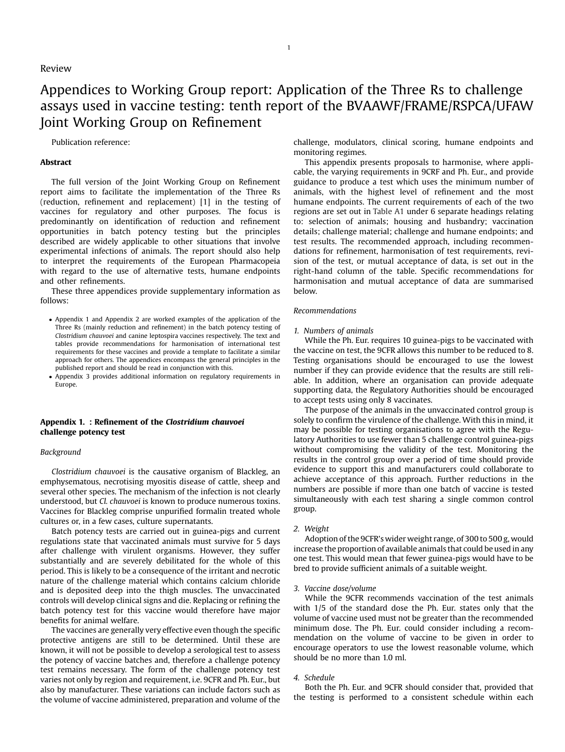Review

# Appendices to Working Group report: Application of the Three Rs to challenge assays used in vaccine testing: tenth report of the BVAAWF/FRAME/RSPCA/UFAW Joint Working Group on Refinement

Publication reference:

### Abstract

The full version of the Joint Working Group on Refinement report aims to facilitate the implementation of the Three Rs (reduction, refinement and replacement) [1] in the testing of vaccines for regulatory and other purposes. The focus is predominantly on identification of reduction and refinement opportunities in batch potency testing but the principles described are widely applicable to other situations that involve experimental infections of animals. The report should also help to interpret the requirements of the European Pharmacopeia with regard to the use of alternative tests, humane endpoints and other refinements.

These three appendices provide supplementary information as follows:

- Appendix 1 and Appendix 2 are worked examples of the application of the Three Rs (mainly reduction and refinement) in the batch potency testing of *Clostridium chauvoei* and canine leptospira vaccines respectively. The text and tables provide recommendations for harmonisation of international test requirements for these vaccines and provide a template to facilitate a similar approach for others. The appendices encompass the general principles in the published report and should be read in conjunction with this.
- Appendix 3 provides additional information on regulatory requirements in Europe.

## Appendix 1. : Refinement of the *Clostridium chauvoei* challenge potency test

### *Background*

*Clostridium chauvoei* is the causative organism of Blackleg, an emphysematous, necrotising myositis disease of cattle, sheep and several other species. The mechanism of the infection is not clearly understood, but *Cl. chauvoei* is known to produce numerous toxins. Vaccines for Blackleg comprise unpurified formalin treated whole cultures or, in a few cases, culture supernatants.

Batch potency tests are carried out in guinea-pigs and current regulations state that vaccinated animals must survive for 5 days after challenge with virulent organisms. However, they suffer substantially and are severely debilitated for the whole of this period. This is likely to be a consequence of the irritant and necrotic nature of the challenge material which contains calcium chloride and is deposited deep into the thigh muscles. The unvaccinated controls will develop clinical signs and die. Replacing or refining the batch potency test for this vaccine would therefore have major benefits for animal welfare.

The vaccines are generally very effective even though the specific protective antigens are still to be determined. Until these are known, it will not be possible to develop a serological test to assess the potency of vaccine batches and, therefore a challenge potency test remains necessary. The form of the challenge potency test varies not only by region and requirement, i.e. 9CFR and Ph. Eur., but also by manufacturer. These variations can include factors such as the volume of vaccine administered, preparation and volume of the challenge, modulators, clinical scoring, humane endpoints and monitoring regimes.

This appendix presents proposals to harmonise, where applicable, the varying requirements in 9CRF and Ph. Eur., and provide guidance to produce a test which uses the minimum number of animals, with the highest level of refinement and the most humane endpoints. The current requirements of each of the two regions are set out in Table A1 under 6 separate headings relating to: selection of animals; housing and husbandry; vaccination details; challenge material; challenge and humane endpoints; and test results. The recommended approach, including recommendations for refinement, harmonisation of test requirements, revision of the test, or mutual acceptance of data, is set out in the right-hand column of the table. Specific recommendations for harmonisation and mutual acceptance of data are summarised below.

### *Recommendations*

#### *1. Numbers of animals*

While the Ph. Eur. requires 10 guinea-pigs to be vaccinated with the vaccine on test, the 9CFR allows this number to be reduced to 8. Testing organisations should be encouraged to use the lowest number if they can provide evidence that the results are still reliable. In addition, where an organisation can provide adequate supporting data, the Regulatory Authorities should be encouraged to accept tests using only 8 vaccinates.

The purpose of the animals in the unvaccinated control group is solely to confirm the virulence of the challenge. With this in mind, it may be possible for testing organisations to agree with the Regulatory Authorities to use fewer than 5 challenge control guinea-pigs without compromising the validity of the test. Monitoring the results in the control group over a period of time should provide evidence to support this and manufacturers could collaborate to achieve acceptance of this approach. Further reductions in the numbers are possible if more than one batch of vaccine is tested simultaneously with each test sharing a single common control group.

#### *2. Weight*

Adoption of the 9CFR's wider weight range, of 300 to 500 g, would increase the proportion of available animals that could be used in any one test. This would mean that fewer guinea-pigs would have to be bred to provide sufficient animals of a suitable weight.

#### *3. Vaccine dose/volume*

While the 9CFR recommends vaccination of the test animals with 1/5 of the standard dose the Ph. Eur. states only that the volume of vaccine used must not be greater than the recommended minimum dose. The Ph. Eur. could consider including a recommendation on the volume of vaccine to be given in order to encourage operators to use the lowest reasonable volume, which should be no more than 1.0 ml.

#### *4. Schedule*

Both the Ph. Eur. and 9CFR should consider that, provided that the testing is performed to a consistent schedule within each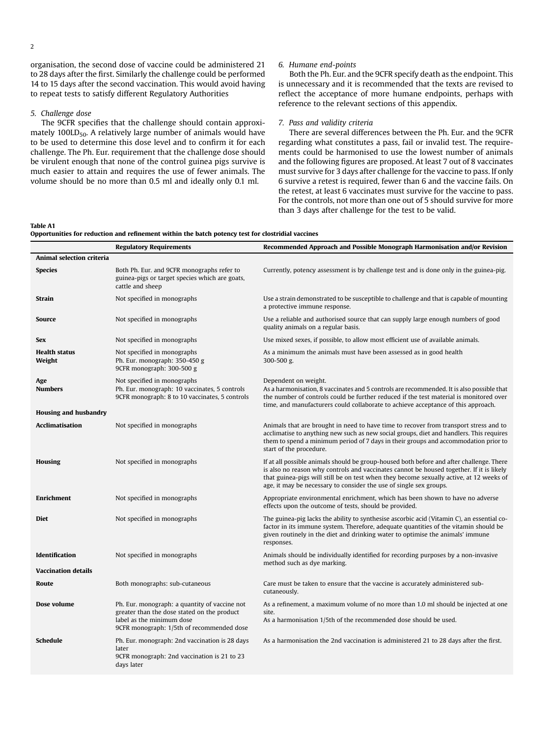organisation, the second dose of vaccine could be administered 21 to 28 days after the first. Similarly the challenge could be performed 14 to 15 days after the second vaccination. This would avoid having to repeat tests to satisfy different Regulatory Authorities

*5. Challenge dose*

The 9CFR specifies that the challenge should contain approximately 100$LD_{50}$. A relatively large number of animals would have to be used to determine this dose level and to confirm it for each challenge. The Ph. Eur. requirement that the challenge dose should be virulent enough that none of the control guinea pigs survive is much easier to attain and requires the use of fewer animals. The volume should be no more than 0.5 ml and ideally only 0.1 ml.

*6. Humane end-points*

Both the Ph. Eur. and the 9CFR specify death as the endpoint. This is unnecessary and it is recommended that the texts are revised to reflect the acceptance of more humane endpoints, perhaps with reference to the relevant sections of this appendix.

*7. Pass and validity criteria*

There are several differences between the Ph. Eur. and the 9CFR regarding what constitutes a pass, fail or invalid test. The requirements could be harmonised to use the lowest number of animals and the following figures are proposed. At least 7 out of 8 vaccinates must survive for 3 days after challenge for the vaccine to pass. If only 6 survive a retest is required, fewer than 6 and the vaccine fails. On the retest, at least 6 vaccinates must survive for the vaccine to pass. For the controls, not more than one out of 5 should survive for more than 3 days after challenge for the test to be valid.

**Table A1**
**Opportunities for reduction and refinement within the batch potency test for clostridial vaccines**

| | Regulatory Requirements | Recommended Approach and Possible Monograph Harmonisation and/or Revision |
|---|---|---|
| **Animal selection criteria** | | |
| **Species** | Both Ph. Eur. and 9CFR monographs refer to guinea-pigs or target species which are goats, cattle and sheep | Currently, potency assessment is by challenge test and is done only in the guinea-pig. |
| **Strain** | Not specified in monographs | Use a strain demonstrated to be susceptible to challenge and that is capable of mounting a protective immune response. |
| **Source** | Not specified in monographs | Use a reliable and authorised source that can supply large enough numbers of good quality animals on a regular basis. |
| **Sex** | Not specified in monographs | Use mixed sexes, if possible, to allow most efficient use of available animals. |
| **Health status** | Not specified in monographs | As a minimum the animals must have been assessed as in good health |
| **Weight** | Ph. Eur. monograph: 350-450 g<br>9CFR monograph: 300-500 g | 300-500 g. |
| **Age** | Not specified in monographs | Dependent on weight. |
| **Numbers** | Ph. Eur. monograph: 10 vaccinates, 5 controls<br>9CFR monograph: 8 to 10 vaccinates, 5 controls | As a harmonisation, 8 vaccinates and 5 controls are recommended. It is also possible that the number of controls could be further reduced if the test material is monitored over time, and manufacturers could collaborate to achieve acceptance of this approach. |
| **Housing and husbandry** | | |
| **Acclimatisation** | Not specified in monographs | Animals that are brought in need to have time to recover from transport stress and to acclimatise to anything new such as new social groups, diet and handlers. This requires them to spend a minimum period of 7 days in their groups and accommodation prior to start of the procedure. |
| **Housing** | Not specified in monographs | If at all possible animals should be group-housed both before and after challenge. There is also no reason why controls and vaccinates cannot be housed together. If it is likely that guinea-pigs will still be on test when they become sexually active, at 12 weeks of age, it may be necessary to consider the use of single sex groups. |
| **Enrichment** | Not specified in monographs | Appropriate environmental enrichment, which has been shown to have no adverse effects upon the outcome of tests, should be provided. |
| **Diet** | Not specified in monographs | The guinea-pig lacks the ability to synthesise ascorbic acid (Vitamin C), an essential co-factor in its immune system. Therefore, adequate quantities of the vitamin should be given routinely in the diet and drinking water to optimise the animals' immune responses. |
| **Identification** | Not specified in monographs | Animals should be individually identified for recording purposes by a non-invasive method such as dye marking. |
| **Vaccination details** | | |
| **Route** | Both monographs: sub-cutaneous | Care must be taken to ensure that the vaccine is accurately administered sub-cutaneously. |
| **Dose volume** | Ph. Eur. monograph: a quantity of vaccine not greater than the dose stated on the product label as the minimum dose<br>9CFR monograph: 1/5th of recommended dose | As a refinement, a maximum volume of no more than 1.0 ml should be injected at one site.<br>As a harmonisation 1/5th of the recommended dose should be used. |
| **Schedule** | Ph. Eur. monograph: 2nd vaccination is 28 days later<br>9CFR monograph: 2nd vaccination is 21 to 23 days later | As a harmonisation the 2nd vaccination is administered 21 to 28 days after the first. |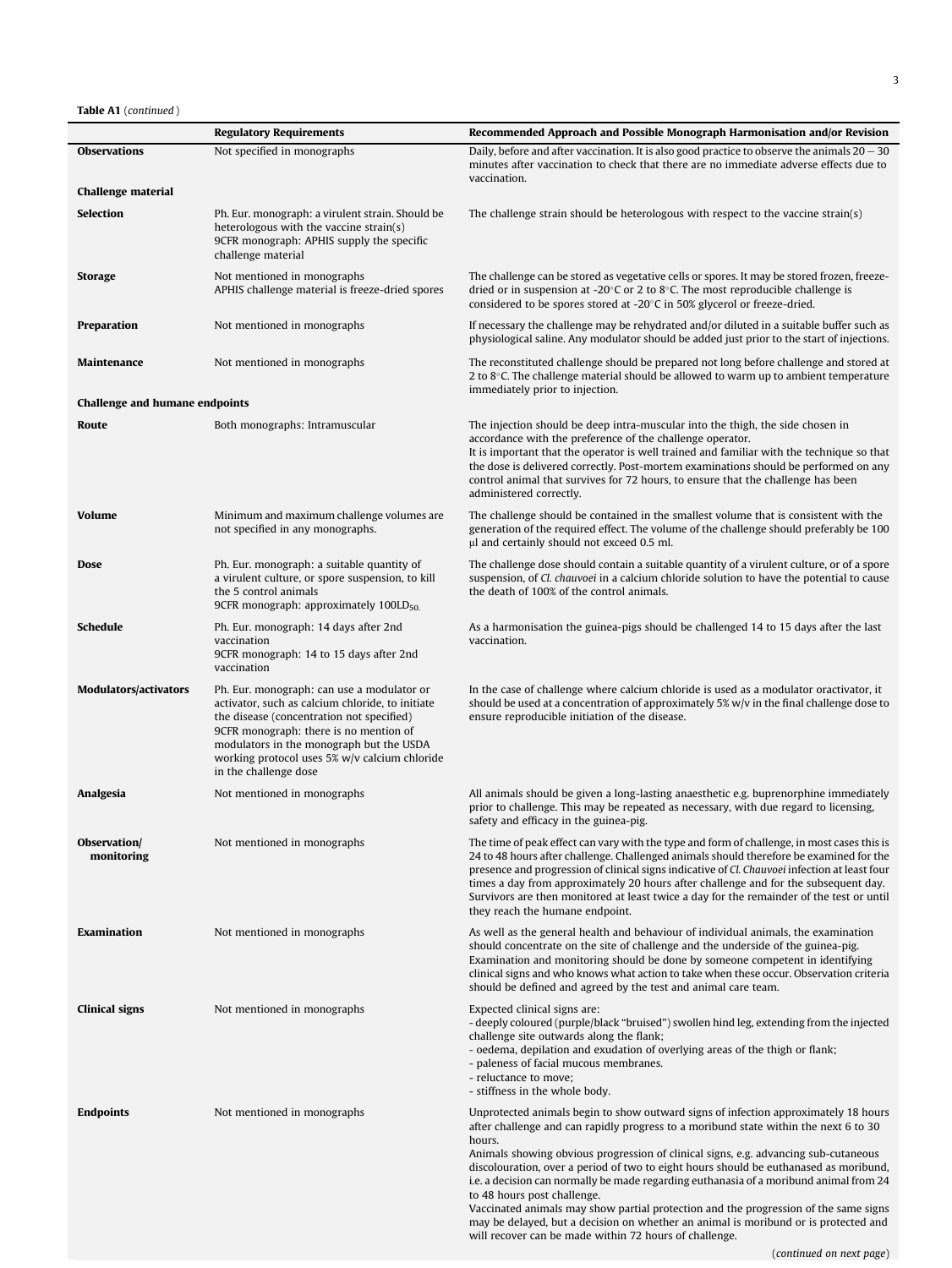**Table A1** (*continued*)

| | Regulatory Requirements | Recommended Approach and Possible Monograph Harmonisation and/or Revision |
|---|---|---|
| **Observations** | Not specified in monographs | Daily, before and after vaccination. It is also good practice to observe the animals 20 – 30 minutes after vaccination to check that there are no immediate adverse effects due to vaccination. |
| **Challenge material** | | |
| **Selection** | Ph. Eur. monograph: a virulent strain. Should be heterologous with the vaccine strain(s)<br>9CFR monograph: APHIS supply the specific challenge material | The challenge strain should be heterologous with respect to the vaccine strain(s) |
| **Storage** | Not mentioned in monographs<br>APHIS challenge material is freeze-dried spores | The challenge can be stored as vegetative cells or spores. It may be stored frozen, freeze-dried or in suspension at -20°C or 2 to 8°C. The most reproducible challenge is considered to be spores stored at -20°C in 50% glycerol or freeze-dried. |
| **Preparation** | Not mentioned in monographs | If necessary the challenge may be rehydrated and/or diluted in a suitable buffer such as physiological saline. Any modulator should be added just prior to the start of injections. |
| **Maintenance** | Not mentioned in monographs | The reconstituted challenge should be prepared not long before challenge and stored at 2 to 8°C. The challenge material should be allowed to warm up to ambient temperature immediately prior to injection. |
| **Challenge and humane endpoints** | | |
| **Route** | Both monographs: Intramuscular | The injection should be deep intra-muscular into the thigh, the side chosen in accordance with the preference of the challenge operator.<br>It is important that the operator is well trained and familiar with the technique so that the dose is delivered correctly. Post-mortem examinations should be performed on any control animal that survives for 72 hours, to ensure that the challenge has been administered correctly. |
| **Volume** | Minimum and maximum challenge volumes are not specified in any monographs. | The challenge should be contained in the smallest volume that is consistent with the generation of the required effect. The volume of the challenge should preferably be 100 µl and certainly should not exceed 0.5 ml. |
| **Dose** | Ph. Eur. monograph: a suitable quantity of a virulent culture, or spore suspension, to kill the 5 control animals<br>9CFR monograph: approximately $100LD_{50}$. | The challenge dose should contain a suitable quantity of a virulent culture, or of a spore suspension, of *Cl. chauvoei* in a calcium chloride solution to have the potential to cause the death of 100% of the control animals. |
| **Schedule** | Ph. Eur. monograph: 14 days after 2nd vaccination<br>9CFR monograph: 14 to 15 days after 2nd vaccination | As a harmonisation the guinea-pigs should be challenged 14 to 15 days after the last vaccination. |
| **Modulators/activators** | Ph. Eur. monograph: can use a modulator or activator, such as calcium chloride, to initiate the disease (concentration not specified)<br>9CFR monograph: there is no mention of modulators in the monograph but the USDA working protocol uses 5% w/v calcium chloride in the challenge dose | In the case of challenge where calcium chloride is used as a modulator oractivator, it should be used at a concentration of approximately 5% w/v in the final challenge dose to ensure reproducible initiation of the disease. |
| **Analgesia** | Not mentioned in monographs | All animals should be given a long-lasting anaesthetic e.g. buprenorphine immediately prior to challenge. This may be repeated as necessary, with due regard to licensing, safety and efficacy in the guinea-pig. |
| **Observation/ monitoring** | Not mentioned in monographs | The time of peak effect can vary with the type and form of challenge, in most cases this is 24 to 48 hours after challenge. Challenged animals should therefore be examined for the presence and progression of clinical signs indicative of *Cl. Chauvoei* infection at least four times a day from approximately 20 hours after challenge and for the subsequent day. Survivors are then monitored at least twice a day for the remainder of the test or until they reach the humane endpoint. |
| **Examination** | Not mentioned in monographs | As well as the general health and behaviour of individual animals, the examination should concentrate on the site of challenge and the underside of the guinea-pig. Examination and monitoring should be done by someone competent in identifying clinical signs and who knows what action to take when these occur. Observation criteria should be defined and agreed by the test and animal care team. |
| **Clinical signs** | Not mentioned in monographs | Expected clinical signs are:<br>- deeply coloured (purple/black "bruised") swollen hind leg, extending from the injected challenge site outwards along the flank;<br>- oedema, depilation and exudation of overlying areas of the thigh or flank;<br>- paleness of facial mucous membranes.<br>- reluctance to move;<br>- stiffness in the whole body. |
| **Endpoints** | Not mentioned in monographs | Unprotected animals begin to show outward signs of infection approximately 18 hours after challenge and can rapidly progress to a moribund state within the next 6 to 30 hours.<br>Animals showing obvious progression of clinical signs, e.g. advancing sub-cutaneous discolouration, over a period of two to eight hours should be euthanased as moribund, i.e. a decision can normally be made regarding euthanasia of a moribund animal from 24 to 48 hours post challenge.<br>Vaccinated animals may show partial protection and the progression of the same signs may be delayed, but a decision on whether an animal is moribund or is protected and will recover can be made within 72 hours of challenge. |

(*continued on next page*)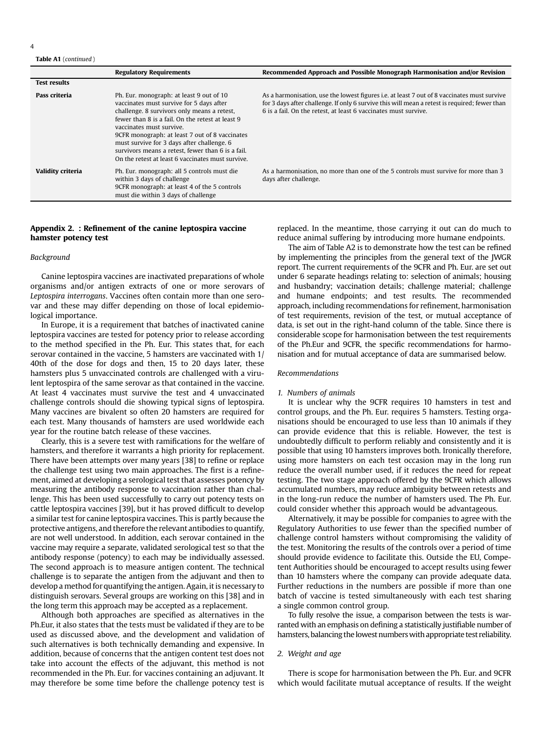**Table A1** (*continued*)

| | Regulatory Requirements | Recommended Approach and Possible Monograph Harmonisation and/or Revision |
|---|---|---|
| **Test results** | | |
| **Pass criteria** | Ph. Eur. monograph: at least 9 out of 10 vaccinates must survive for 5 days after challenge. 8 survivors only means a retest, fewer than 8 is a fail. On the retest at least 9 vaccinates must survive.<br>9CFR monograph: at least 7 out of 8 vaccinates must survive for 3 days after challenge. 6 survivors means a retest, fewer than 6 is a fail. On the retest at least 6 vaccinates must survive. | As a harmonisation, use the lowest figures i.e. at least 7 out of 8 vaccinates must survive for 3 days after challenge. If only 6 survive this will mean a retest is required; fewer than 6 is a fail. On the retest, at least 6 vaccinates must survive. |
| **Validity criteria** | Ph. Eur. monograph: all 5 controls must die within 3 days of challenge<br>9CFR monograph: at least 4 of the 5 controls must die within 3 days of challenge | As a harmonisation, no more than one of the 5 controls must survive for more than 3 days after challenge. |

## Appendix 2. : Refinement of the canine leptospira vaccine hamster potency test

### *Background*

Canine leptospira vaccines are inactivated preparations of whole organisms and/or antigen extracts of one or more serovars of *Leptospira interrogans*. Vaccines often contain more than one serovar and these may differ depending on those of local epidemiological importance.

In Europe, it is a requirement that batches of inactivated canine leptospira vaccines are tested for potency prior to release according to the method specified in the Ph. Eur. This states that, for each serovar contained in the vaccine, 5 hamsters are vaccinated with 1/40th of the dose for dogs and then, 15 to 20 days later, these hamsters plus 5 unvaccinated controls are challenged with a virulent leptospira of the same serovar as that contained in the vaccine. At least 4 vaccinates must survive the test and 4 unvaccinated challenge controls should die showing typical signs of leptospira. Many vaccines are bivalent so often 20 hamsters are required for each test. Many thousands of hamsters are used worldwide each year for the routine batch release of these vaccines.

Clearly, this is a severe test with ramifications for the welfare of hamsters, and therefore it warrants a high priority for replacement. There have been attempts over many years [38] to refine or replace the challenge test using two main approaches. The first is a refinement, aimed at developing a serological test that assesses potency by measuring the antibody response to vaccination rather than challenge. This has been used successfully to carry out potency tests on cattle leptospira vaccines [39], but it has proved difficult to develop a similar test for canine leptospira vaccines. This is partly because the protective antigens, and therefore the relevant antibodies to quantify, are not well understood. In addition, each serovar contained in the vaccine may require a separate, validated serological test so that the antibody response (potency) to each may be individually assessed. The second approach is to measure antigen content. The technical challenge is to separate the antigen from the adjuvant and then to develop a method for quantifying the antigen. Again, it is necessary to distinguish serovars. Several groups are working on this [38] and in the long term this approach may be accepted as a replacement.

Although both approaches are specified as alternatives in the Ph.Eur, it also states that the tests must be validated if they are to be used as discussed above, and the development and validation of such alternatives is both technically demanding and expensive. In addition, because of concerns that the antigen content test does not take into account the effects of the adjuvant, this method is not recommended in the Ph. Eur. for vaccines containing an adjuvant. It may therefore be some time before the challenge potency test is replaced. In the meantime, those carrying it out can do much to reduce animal suffering by introducing more humane endpoints.

The aim of Table A2 is to demonstrate how the test can be refined by implementing the principles from the general text of the JWGR report. The current requirements of the 9CFR and Ph. Eur. are set out under 6 separate headings relating to: selection of animals; housing and husbandry; vaccination details; challenge material; challenge and humane endpoints; and test results. The recommended approach, including recommendations for refinement, harmonisation of test requirements, revision of the test, or mutual acceptance of data, is set out in the right-hand column of the table. Since there is considerable scope for harmonisation between the test requirements of the Ph.Eur and 9CFR, the specific recommendations for harmonisation and for mutual acceptance of data are summarised below.

### *Recommendations*

#### *1. Numbers of animals*

It is unclear why the 9CFR requires 10 hamsters in test and control groups, and the Ph. Eur. requires 5 hamsters. Testing organisations should be encouraged to use less than 10 animals if they can provide evidence that this is reliable. However, the test is undoubtedly difficult to perform reliably and consistently and it is possible that using 10 hamsters improves both. Ironically therefore, using more hamsters on each test occasion may in the long run reduce the overall number used, if it reduces the need for repeat testing. The two stage approach offered by the 9CFR which allows accumulated numbers, may reduce ambiguity between retests and in the long-run reduce the number of hamsters used. The Ph. Eur. could consider whether this approach would be advantageous.

Alternatively, it may be possible for companies to agree with the Regulatory Authorities to use fewer than the specified number of challenge control hamsters without compromising the validity of the test. Monitoring the results of the controls over a period of time should provide evidence to facilitate this. Outside the EU, Competent Authorities should be encouraged to accept results using fewer than 10 hamsters where the company can provide adequate data. Further reductions in the numbers are possible if more than one batch of vaccine is tested simultaneously with each test sharing a single common control group.

To fully resolve the issue, a comparison between the tests is warranted with an emphasis on defining a statistically justifiable number of hamsters, balancing the lowest numbers with appropriate test reliability.

#### *2. Weight and age*

There is scope for harmonisation between the Ph. Eur. and 9CFR which would facilitate mutual acceptance of results. If the weight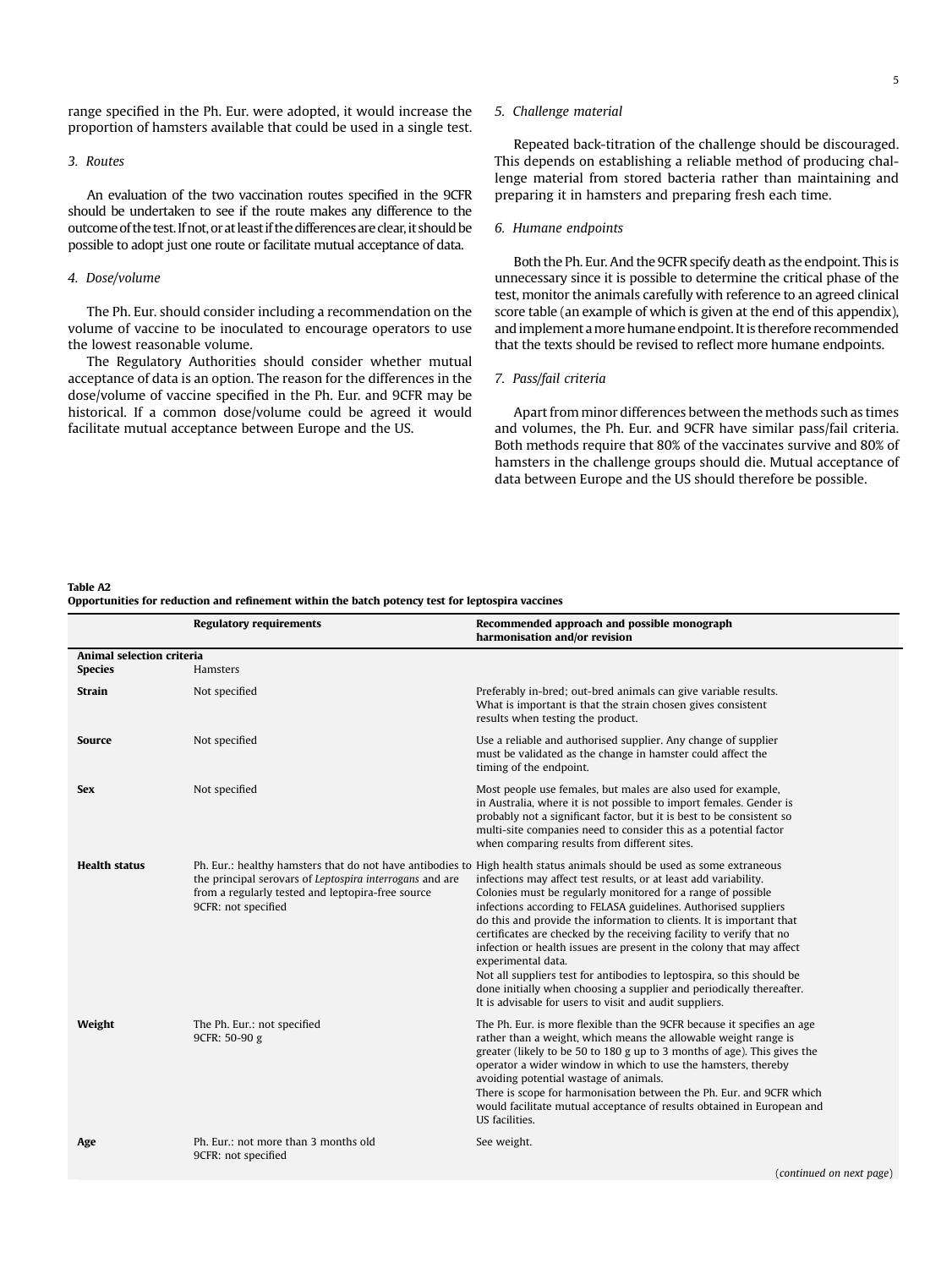range specified in the Ph. Eur. were adopted, it would increase the proportion of hamsters available that could be used in a single test.

*3. Routes*

An evaluation of the two vaccination routes specified in the 9CFR should be undertaken to see if the route makes any difference to the outcome of the test. If not, or at least if the differences are clear, it should be possible to adopt just one route or facilitate mutual acceptance of data.

*4. Dose/volume*

The Ph. Eur. should consider including a recommendation on the volume of vaccine to be inoculated to encourage operators to use the lowest reasonable volume.

The Regulatory Authorities should consider whether mutual acceptance of data is an option. The reason for the differences in the dose/volume of vaccine specified in the Ph. Eur. and 9CFR may be historical. If a common dose/volume could be agreed it would facilitate mutual acceptance between Europe and the US.

*5. Challenge material*

Repeated back-titration of the challenge should be discouraged. This depends on establishing a reliable method of producing challenge material from stored bacteria rather than maintaining and preparing it in hamsters and preparing fresh each time.

*6. Humane endpoints*

Both the Ph. Eur. And the 9CFR specify death as the endpoint. This is unnecessary since it is possible to determine the critical phase of the test, monitor the animals carefully with reference to an agreed clinical score table (an example of which is given at the end of this appendix), and implement a more humane endpoint. It is therefore recommended that the texts should be revised to reflect more humane endpoints.

*7. Pass/fail criteria*

Apart from minor differences between the methods such as times and volumes, the Ph. Eur. and 9CFR have similar pass/fail criteria. Both methods require that 80% of the vaccinates survive and 80% of hamsters in the challenge groups should die. Mutual acceptance of data between Europe and the US should therefore be possible.

**Table A2**
**Opportunities for reduction and refinement within the batch potency test for leptospira vaccines**

| | Regulatory requirements | Recommended approach and possible monograph harmonisation and/or revision |
|---|---|---|
| **Animal selection criteria** | | |
| **Species** | Hamsters | |
| **Strain** | Not specified | Preferably in-bred; out-bred animals can give variable results. What is important is that the strain chosen gives consistent results when testing the product. |
| **Source** | Not specified | Use a reliable and authorised supplier. Any change of supplier must be validated as the change in hamster could affect the timing of the endpoint. |
| **Sex** | Not specified | Most people use females, but males are also used for example, in Australia, where it is not possible to import females. Gender is probably not a significant factor, but it is best to be consistent so multi-site companies need to consider this as a potential factor when comparing results from different sites. |
| **Health status** | Ph. Eur.: healthy hamsters that do not have antibodies to the principal serovars of *Leptospira interrogans* and are from a regularly tested and leptopira-free source<br>9CFR: not specified | High health status animals should be used as some extraneous infections may affect test results, or at least add variability. Colonies must be regularly monitored for a range of possible infections according to FELASA guidelines. Authorised suppliers do this and provide the information to clients. It is important that certificates are checked by the receiving facility to verify that no infection or health issues are present in the colony that may affect experimental data.<br>Not all suppliers test for antibodies to leptospira, so this should be done initially when choosing a supplier and periodically thereafter. It is advisable for users to visit and audit suppliers. |
| **Weight** | The Ph. Eur.: not specified<br>9CFR: 50-90 g | The Ph. Eur. is more flexible than the 9CFR because it specifies an age rather than a weight, which means the allowable weight range is greater (likely to be 50 to 180 g up to 3 months of age). This gives the operator a wider window in which to use the hamsters, thereby avoiding potential wastage of animals.<br>There is scope for harmonisation between the Ph. Eur. and 9CFR which would facilitate mutual acceptance of results obtained in European and US facilities. |
| **Age** | Ph. Eur.: not more than 3 months old<br>9CFR: not specified | See weight. |

(*continued on next page*)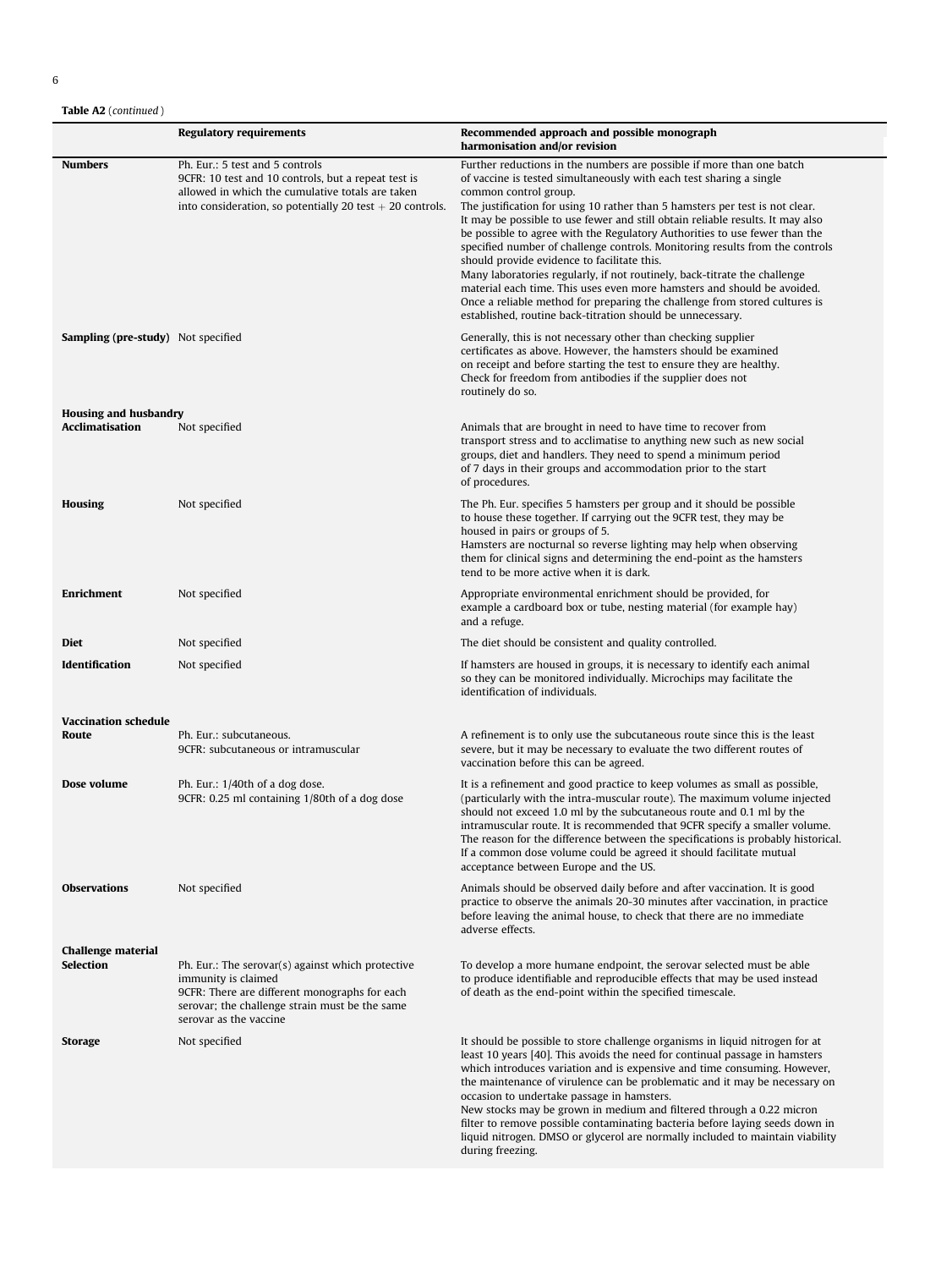**Table A2** (*continued*)

| | Regulatory requirements | Recommended approach and possible monograph harmonisation and/or revision |
|---|---|---|
| **Numbers** | Ph. Eur.: 5 test and 5 controls<br>9CFR: 10 test and 10 controls, but a repeat test is allowed in which the cumulative totals are taken into consideration, so potentially 20 test + 20 controls. | Further reductions in the numbers are possible if more than one batch of vaccine is tested simultaneously with each test sharing a single common control group.<br>The justification for using 10 rather than 5 hamsters per test is not clear. It may be possible to use fewer and still obtain reliable results. It may also be possible to agree with the Regulatory Authorities to use fewer than the specified number of challenge controls. Monitoring results from the controls should provide evidence to facilitate this.<br>Many laboratories regularly, if not routinely, back-titrate the challenge material each time. This uses even more hamsters and should be avoided. Once a reliable method for preparing the challenge from stored cultures is established, routine back-titration should be unnecessary. |
| **Sampling (pre-study)** | Not specified | Generally, this is not necessary other than checking supplier certificates as above. However, the hamsters should be examined on receipt and before starting the test to ensure they are healthy. Check for freedom from antibodies if the supplier does not routinely do so. |
| **Housing and husbandry** | | |
| **Acclimatisation** | Not specified | Animals that are brought in need to have time to recover from transport stress and to acclimatise to anything new such as new social groups, diet and handlers. They need to spend a minimum period of 7 days in their groups and accommodation prior to the start of procedures. |
| **Housing** | Not specified | The Ph. Eur. specifies 5 hamsters per group and it should be possible to house these together. If carrying out the 9CFR test, they may be housed in pairs or groups of 5.<br>Hamsters are nocturnal so reverse lighting may help when observing them for clinical signs and determining the end-point as the hamsters tend to be more active when it is dark. |
| **Enrichment** | Not specified | Appropriate environmental enrichment should be provided, for example a cardboard box or tube, nesting material (for example hay) and a refuge. |
| **Diet** | Not specified | The diet should be consistent and quality controlled. |
| **Identification** | Not specified | If hamsters are housed in groups, it is necessary to identify each animal so they can be monitored individually. Microchips may facilitate the identification of individuals. |
| **Vaccination schedule** | | |
| **Route** | Ph. Eur.: subcutaneous.<br>9CFR: subcutaneous or intramuscular | A refinement is to only use the subcutaneous route since this is the least severe, but it may be necessary to evaluate the two different routes of vaccination before this can be agreed. |
| **Dose volume** | Ph. Eur.: 1/40th of a dog dose.<br>9CFR: 0.25 ml containing 1/80th of a dog dose | It is a refinement and good practice to keep volumes as small as possible, (particularly with the intra-muscular route). The maximum volume injected should not exceed 1.0 ml by the subcutaneous route and 0.1 ml by the intramuscular route. It is recommended that 9CFR specify a smaller volume. The reason for the difference between the specifications is probably historical. If a common dose volume could be agreed it should facilitate mutual acceptance between Europe and the US. |
| **Observations** | Not specified | Animals should be observed daily before and after vaccination. It is good practice to observe the animals 20-30 minutes after vaccination, in practice before leaving the animal house, to check that there are no immediate adverse effects. |
| **Challenge material** | | |
| **Selection** | Ph. Eur.: The serovar(s) against which protective immunity is claimed<br>9CFR: There are different monographs for each serovar; the challenge strain must be the same serovar as the vaccine | To develop a more humane endpoint, the serovar selected must be able to produce identifiable and reproducible effects that may be used instead of death as the end-point within the specified timescale. |
| **Storage** | Not specified | It should be possible to store challenge organisms in liquid nitrogen for at least 10 years [40]. This avoids the need for continual passage in hamsters which introduces variation and is expensive and time consuming. However, the maintenance of virulence can be problematic and it may be necessary on occasion to undertake passage in hamsters.<br>New stocks may be grown in medium and filtered through a 0.22 micron filter to remove possible contaminating bacteria before laying seeds down in liquid nitrogen. DMSO or glycerol are normally included to maintain viability during freezing. |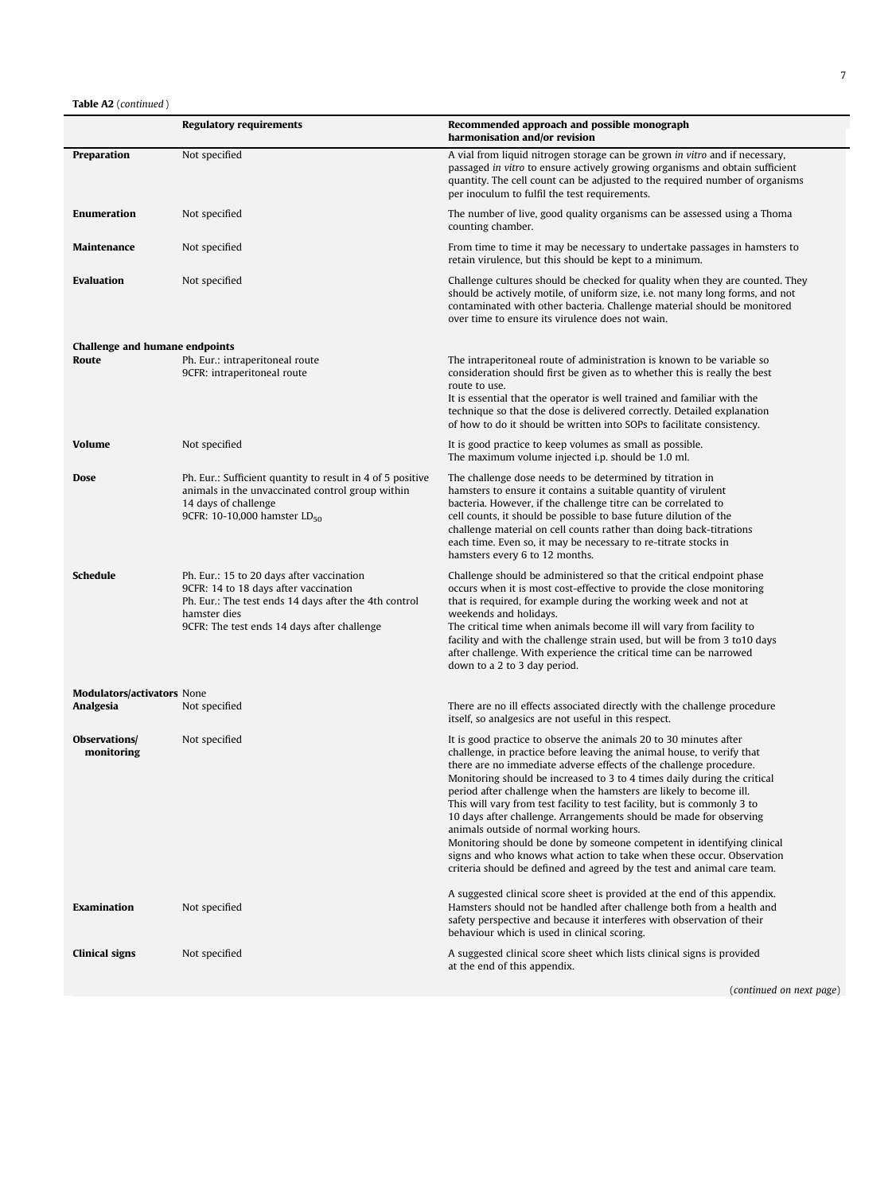**Table A2** (*continued*)

| | Regulatory requirements | Recommended approach and possible monograph harmonisation and/or revision |
|---|---|---|
| **Preparation** | Not specified | A vial from liquid nitrogen storage can be grown *in vitro* and if necessary, passaged *in vitro* to ensure actively growing organisms and obtain sufficient quantity. The cell count can be adjusted to the required number of organisms per inoculum to fulfil the test requirements. |
| **Enumeration** | Not specified | The number of live, good quality organisms can be assessed using a Thoma counting chamber. |
| **Maintenance** | Not specified | From time to time it may be necessary to undertake passages in hamsters to retain virulence, but this should be kept to a minimum. |
| **Evaluation** | Not specified | Challenge cultures should be checked for quality when they are counted. They should be actively motile, of uniform size, i.e. not many long forms, and not contaminated with other bacteria. Challenge material should be monitored over time to ensure its virulence does not wain. |
| **Challenge and humane endpoints** | | |
| **Route** | Ph. Eur.: intraperitoneal route<br>9CFR: intraperitoneal route | The intraperitoneal route of administration is known to be variable so consideration should first be given as to whether this is really the best route to use.<br>It is essential that the operator is well trained and familiar with the technique so that the dose is delivered correctly. Detailed explanation of how to do it should be written into SOPs to facilitate consistency. |
| **Volume** | Not specified | It is good practice to keep volumes as small as possible.<br>The maximum volume injected i.p. should be 1.0 ml. |
| **Dose** | Ph. Eur.: Sufficient quantity to result in 4 of 5 positive animals in the unvaccinated control group within 14 days of challenge<br>9CFR: 10-10,000 hamster $LD_{50}$ | The challenge dose needs to be determined by titration in hamsters to ensure it contains a suitable quantity of virulent bacteria. However, if the challenge titre can be correlated to cell counts, it should be possible to base future dilution of the challenge material on cell counts rather than doing back-titrations each time. Even so, it may be necessary to re-titrate stocks in hamsters every 6 to 12 months. |
| **Schedule** | Ph. Eur.: 15 to 20 days after vaccination<br>9CFR: 14 to 18 days after vaccination<br>Ph. Eur.: The test ends 14 days after the 4th control hamster dies<br>9CFR: The test ends 14 days after challenge | Challenge should be administered so that the critical endpoint phase occurs when it is most cost-effective to provide the close monitoring that is required, for example during the working week and not at weekends and holidays.<br>The critical time when animals become ill will vary from facility to facility and with the challenge strain used, but will be from 3 to10 days after challenge. With experience the critical time can be narrowed down to a 2 to 3 day period. |
| **Modulators/activators** | None | |
| **Analgesia** | Not specified | There are no ill effects associated directly with the challenge procedure itself, so analgesics are not useful in this respect. |
| **Observations/ monitoring** | Not specified | It is good practice to observe the animals 20 to 30 minutes after challenge, in practice before leaving the animal house, to verify that there are no immediate adverse effects of the challenge procedure.<br>Monitoring should be increased to 3 to 4 times daily during the critical period after challenge when the hamsters are likely to become ill. This will vary from test facility to test facility, but is commonly 3 to 10 days after challenge. Arrangements should be made for observing animals outside of normal working hours.<br>Monitoring should be done by someone competent in identifying clinical signs and who knows what action to take when these occur. Observation criteria should be defined and agreed by the test and animal care team.<br><br>A suggested clinical score sheet is provided at the end of this appendix. |
| **Examination** | Not specified | Hamsters should not be handled after challenge both from a health and safety perspective and because it interferes with observation of their behaviour which is used in clinical scoring. |
| **Clinical signs** | Not specified | A suggested clinical score sheet which lists clinical signs is provided at the end of this appendix. |

(*continued on next page*)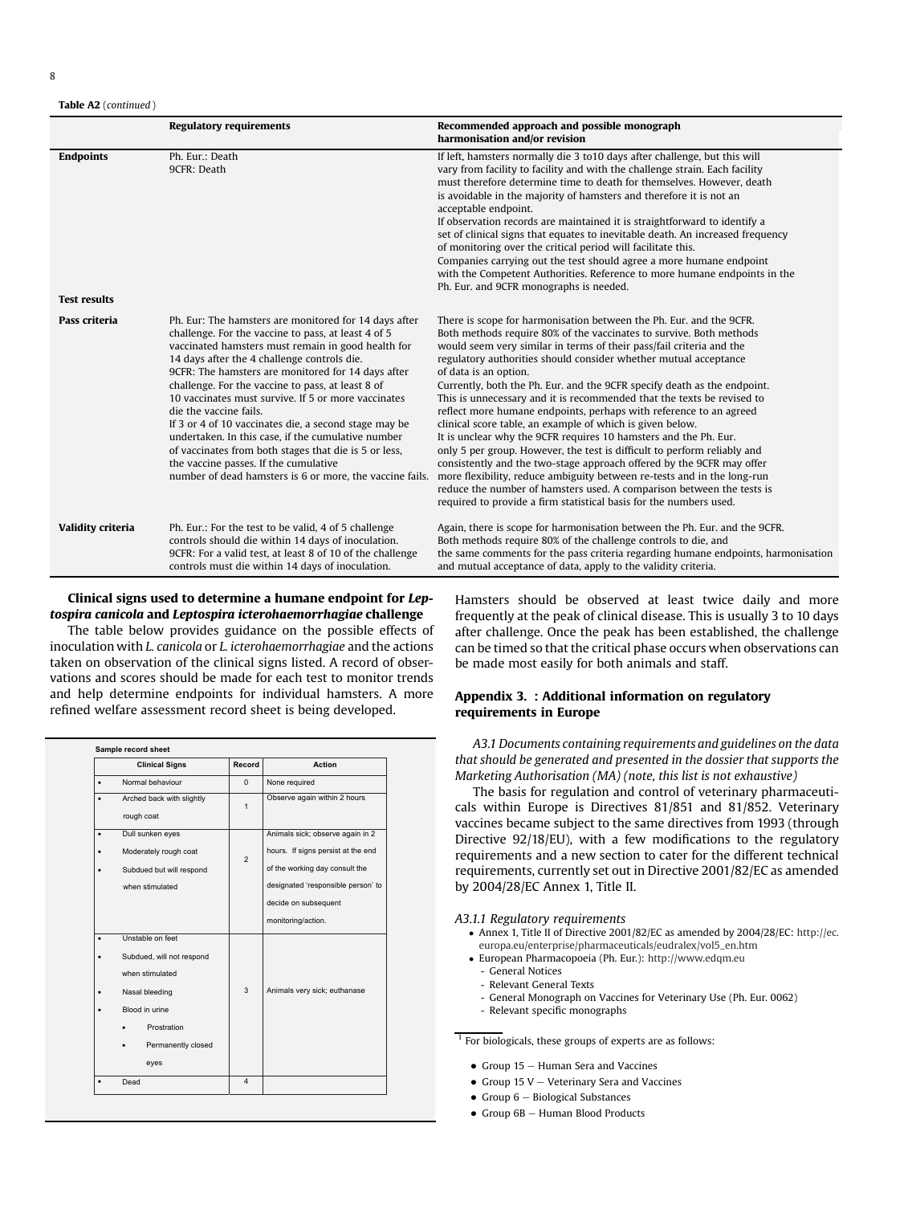**Table A2** (*continued*)

| | Regulatory requirements | Recommended approach and possible monograph harmonisation and/or revision |
|---|---|---|
| **Endpoints** | Ph. Eur.: Death<br>9CFR: Death | If left, hamsters normally die 3 to10 days after challenge, but this will vary from facility to facility and with the challenge strain. Each facility must therefore determine time to death for themselves. However, death is avoidable in the majority of hamsters and therefore it is not an acceptable endpoint.<br>If observation records are maintained it is straightforward to identify a set of clinical signs that equates to inevitable death. An increased frequency of monitoring over the critical period will facilitate this.<br>Companies carrying out the test should agree a more humane endpoint with the Competent Authorities. Reference to more humane endpoints in the Ph. Eur. and 9CFR monographs is needed. |
| **Test results** | | |
| **Pass criteria** | Ph. Eur: The hamsters are monitored for 14 days after challenge. For the vaccine to pass, at least 4 of 5 vaccinated hamsters must remain in good health for 14 days after the 4 challenge controls die.<br>9CFR: The hamsters are monitored for 14 days after challenge. For the vaccine to pass, at least 8 of 10 vaccinates must survive. If 5 or more vaccinates die the vaccine fails.<br>If 3 or 4 of 10 vaccinates die, a second stage may be undertaken. In this case, if the cumulative number of vaccinates from both stages that die is 5 or less, the vaccine passes. If the cumulative number of dead hamsters is 6 or more, the vaccine fails. | There is scope for harmonisation between the Ph. Eur. and the 9CFR. Both methods require 80% of the vaccinates to survive. Both methods would seem very similar in terms of their pass/fail criteria and the regulatory authorities should consider whether mutual acceptance of data is an option.<br>Currently, both the Ph. Eur. and the 9CFR specify death as the endpoint. This is unnecessary and it is recommended that the texts be revised to reflect more humane endpoints, perhaps with reference to an agreed clinical score table, an example of which is given below.<br>It is unclear why the 9CFR requires 10 hamsters and the Ph. Eur. only 5 per group. However, the test is difficult to perform reliably and consistently and the two-stage approach offered by the 9CFR may offer more flexibility, reduce ambiguity between re-tests and in the long-run reduce the number of hamsters used. A comparison between the tests is required to provide a firm statistical basis for the numbers used. |
| **Validity criteria** | Ph. Eur.: For the test to be valid, 4 of 5 challenge controls should die within 14 days of inoculation.<br>9CFR: For a valid test, at least 8 of 10 of the challenge controls must die within 14 days of inoculation. | Again, there is scope for harmonisation between the Ph. Eur. and the 9CFR. Both methods require 80% of the challenge controls to die, and the same comments for the pass criteria regarding humane endpoints, harmonisation and mutual acceptance of data, apply to the validity criteria. |

**Clinical signs used to determine a humane endpoint for *Leptospira canicola* and *Leptospira icterohaemorrhagiae* challenge**

The table below provides guidance on the possible effects of inoculation with *L. canicola* or *L. icterohaemorrhagiae* and the actions taken on observation of the clinical signs listed. A record of observations and scores should be made for each test to monitor trends and help determine endpoints for individual hamsters. A more refined welfare assessment record sheet is being developed.

**Sample record sheet**

| Clinical Signs | Record | Action |
|---|---|---|
| • Normal behaviour | 0 | None required |
| • Arched back with slightly rough coat | 1 | Observe again within 2 hours |
| • Dull sunken eyes<br>• Moderately rough coat<br>• Subdued but will respond when stimulated | 2 | Animals sick; observe again in 2 hours. If signs persist at the end of the working day consult the designated 'responsible person' to decide on subsequent monitoring/action. |
| • Unstable on feet<br>• Subdued, will not respond when stimulated<br>• Nasal bleeding<br>• Blood in urine<br>  • Prostration<br>  • Permanently closed eyes | 3 | Animals very sick; euthanase |
| • Dead | 4 | |

Hamsters should be observed at least twice daily and more frequently at the peak of clinical disease. This is usually 3 to 10 days after challenge. Once the peak has been established, the challenge can be timed so that the critical phase occurs when observations can be made most easily for both animals and staff.

## Appendix 3. : Additional information on regulatory requirements in Europe

*A3.1 Documents containing requirements and guidelines on the data that should be generated and presented in the dossier that supports the Marketing Authorisation (MA) (note, this list is not exhaustive)*

The basis for regulation and control of veterinary pharmaceuticals within Europe is Directives 81/851 and 81/852. Veterinary vaccines became subject to the same directives from 1993 (through Directive 92/18/EU), with a few modifications to the regulatory requirements and a new section to cater for the different technical requirements, currently set out in Directive 2001/82/EC as amended by 2004/28/EC Annex 1, Title II.

*A3.1.1 Regulatory requirements*

- Annex 1, Title II of Directive 2001/82/EC as amended by 2004/28/EC: http://ec.europa.eu/enterprise/pharmaceuticals/eudralex/vol5_en.htm
- European Pharmacopoeia (Ph. Eur.): http://www.edqm.eu
  - General Notices
  - Relevant General Texts
  - General Monograph on Vaccines for Veterinary Use (Ph. Eur. 0062)
  - Relevant specific monographs

[1] For biologicals, these groups of experts are as follows:

- Group 15 – Human Sera and Vaccines
- Group 15 V – Veterinary Sera and Vaccines
- Group 6 – Biological Substances
- Group 6B – Human Blood Products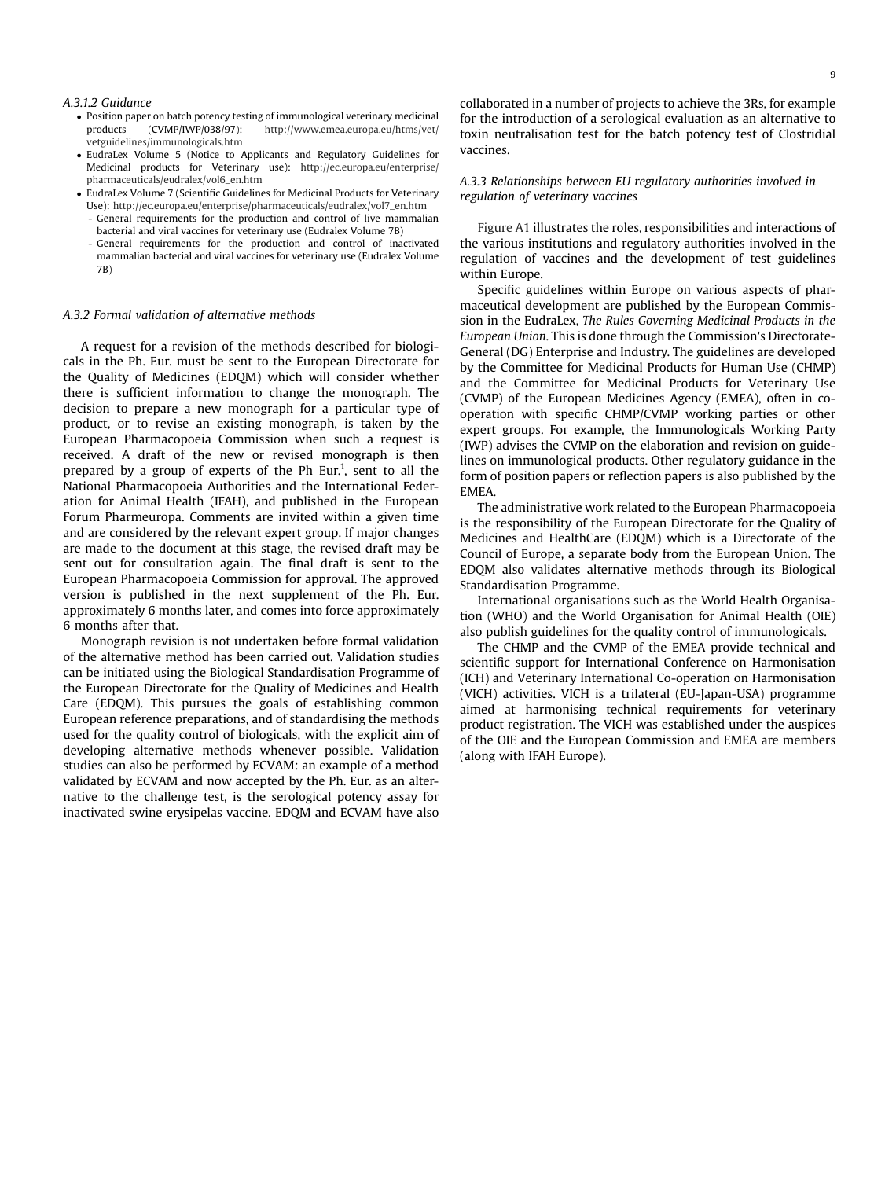#### A.3.1.2 Guidance

- Position paper on batch potency testing of immunological veterinary medicinal products (CVMP/IWP/038/97): http://www.emea.europa.eu/htms/vet/vetguidelines/immunologicals.htm
- EudraLex Volume 5 (Notice to Applicants and Regulatory Guidelines for Medicinal products for Veterinary use): http://ec.europa.eu/enterprise/pharmaceuticals/eudralex/vol6_en.htm
- EudraLex Volume 7 (Scientific Guidelines for Medicinal Products for Veterinary Use): http://ec.europa.eu/enterprise/pharmaceuticals/eudralex/vol7_en.htm
  - General requirements for the production and control of live mammalian bacterial and viral vaccines for veterinary use (Eudralex Volume 7B)
  - General requirements for the production and control of inactivated mammalian bacterial and viral vaccines for veterinary use (Eudralex Volume 7B)

### A.3.2 Formal validation of alternative methods

A request for a revision of the methods described for biologicals in the Ph. Eur. must be sent to the European Directorate for the Quality of Medicines (EDQM) which will consider whether there is sufficient information to change the monograph. The decision to prepare a new monograph for a particular type of product, or to revise an existing monograph, is taken by the European Pharmacopoeia Commission when such a request is received. A draft of the new or revised monograph is then prepared by a group of experts of the Ph Eur.[1], sent to all the National Pharmacopoeia Authorities and the International Federation for Animal Health (IFAH), and published in the European Forum Pharmeuropa. Comments are invited within a given time and are considered by the relevant expert group. If major changes are made to the document at this stage, the revised draft may be sent out for consultation again. The final draft is sent to the European Pharmacopoeia Commission for approval. The approved version is published in the next supplement of the Ph. Eur. approximately 6 months later, and comes into force approximately 6 months after that.

Monograph revision is not undertaken before formal validation of the alternative method has been carried out. Validation studies can be initiated using the Biological Standardisation Programme of the European Directorate for the Quality of Medicines and Health Care (EDQM). This pursues the goals of establishing common European reference preparations, and of standardising the methods used for the quality control of biologicals, with the explicit aim of developing alternative methods whenever possible. Validation studies can also be performed by ECVAM: an example of a method validated by ECVAM and now accepted by the Ph. Eur. as an alternative to the challenge test, is the serological potency assay for inactivated swine erysipelas vaccine. EDQM and ECVAM have also collaborated in a number of projects to achieve the 3Rs, for example for the introduction of a serological evaluation as an alternative to toxin neutralisation test for the batch potency test of Clostridial vaccines.

### A.3.3 Relationships between EU regulatory authorities involved in regulation of veterinary vaccines

Figure A1 illustrates the roles, responsibilities and interactions of the various institutions and regulatory authorities involved in the regulation of vaccines and the development of test guidelines within Europe.

Specific guidelines within Europe on various aspects of pharmaceutical development are published by the European Commission in the EudraLex, *The Rules Governing Medicinal Products in the European Union*. This is done through the Commission's Directorate-General (DG) Enterprise and Industry. The guidelines are developed by the Committee for Medicinal Products for Human Use (CHMP) and the Committee for Medicinal Products for Veterinary Use (CVMP) of the European Medicines Agency (EMEA), often in co-operation with specific CHMP/CVMP working parties or other expert groups. For example, the Immunologicals Working Party (IWP) advises the CVMP on the elaboration and revision on guidelines on immunological products. Other regulatory guidance in the form of position papers or reflection papers is also published by the EMEA.

The administrative work related to the European Pharmacopoeia is the responsibility of the European Directorate for the Quality of Medicines and HealthCare (EDQM) which is a Directorate of the Council of Europe, a separate body from the European Union. The EDQM also validates alternative methods through its Biological Standardisation Programme.

International organisations such as the World Health Organisation (WHO) and the World Organisation for Animal Health (OIE) also publish guidelines for the quality control of immunologicals.

The CHMP and the CVMP of the EMEA provide technical and scientific support for International Conference on Harmonisation (ICH) and Veterinary International Co-operation on Harmonisation (VICH) activities. VICH is a trilateral (EU-Japan-USA) programme aimed at harmonising technical requirements for veterinary product registration. The VICH was established under the auspices of the OIE and the European Commission and EMEA are members (along with IFAH Europe).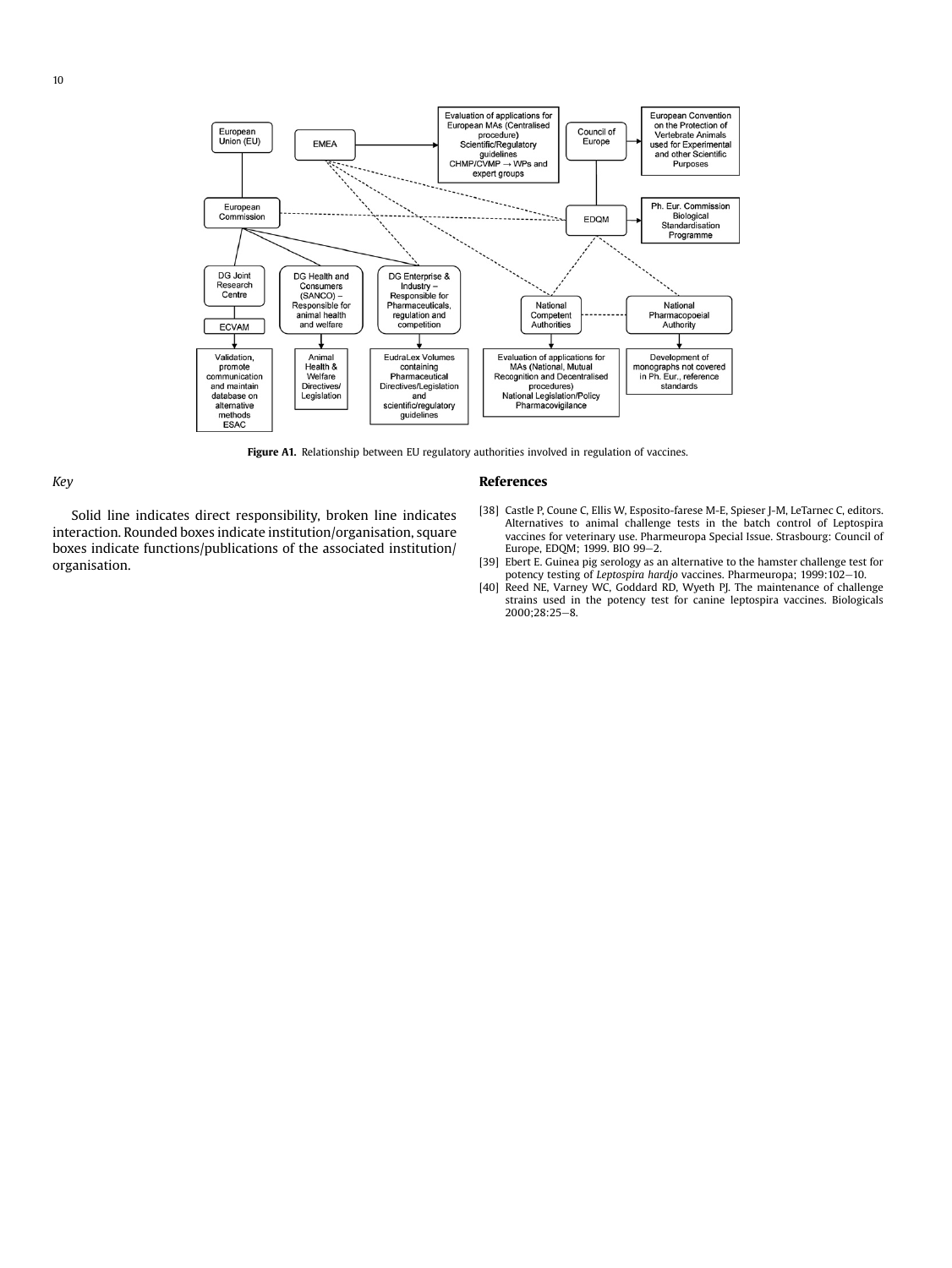European Union (EU)

EMEA

Evaluation of applications for European MAs (Centralised procedure)
Scientific/Regulatory guidelines
CHMP/CVMP → WPs and expert groups

Council of Europe

European Convention on the Protection of Vertebrate Animals used for Experimental and other Scientific Purposes

European Commission

EDQM

Ph. Eur. Commission
Biological Standardisation Programme

DG Joint Research Centre

ECVAM

DG Health and Consumers (SANCO) – Responsible for animal health and welfare

DG Enterprise & Industry – Responsible for Pharmaceuticals, regulation and competition

National Competent Authorities

National Pharmacopoeial Authority

Validation, promote communication and maintain database on alternative methods
ESAC

Animal Health & Welfare Directives/ Legislation

EudraLex Volumes containing Pharmaceutical Directives/Legislation and scientific/regulatory guidelines

Evaluation of applications for MAs (National, Mutual Recognition and Decentralised procedures)
National Legislation/Policy
Pharmacovigilance

Development of monographs not covered in Ph. Eur., reference standards

**Figure A1.** Relationship between EU regulatory authorities involved in regulation of vaccines.

*Key*

Solid line indicates direct responsibility, broken line indicates interaction. Rounded boxes indicate institution/organisation, square boxes indicate functions/publications of the associated institution/ organisation.

## References

[38] Castle P, Coune C, Ellis W, Esposito-farese M-E, Spieser J-M, LeTarnec C, editors. Alternatives to animal challenge tests in the batch control of Leptospira vaccines for veterinary use. Pharmeuropa Special Issue. Strasbourg: Council of Europe, EDQM; 1999. BIO 99–2.

[39] Ebert E. Guinea pig serology as an alternative to the hamster challenge test for potency testing of *Leptospira hardjo* vaccines. Pharmeuropa; 1999:102–10.

[40] Reed NE, Varney WC, Goddard RD, Wyeth PJ. The maintenance of challenge strains used in the potency test for canine leptospira vaccines. Biologicals 2000;28:25–8.